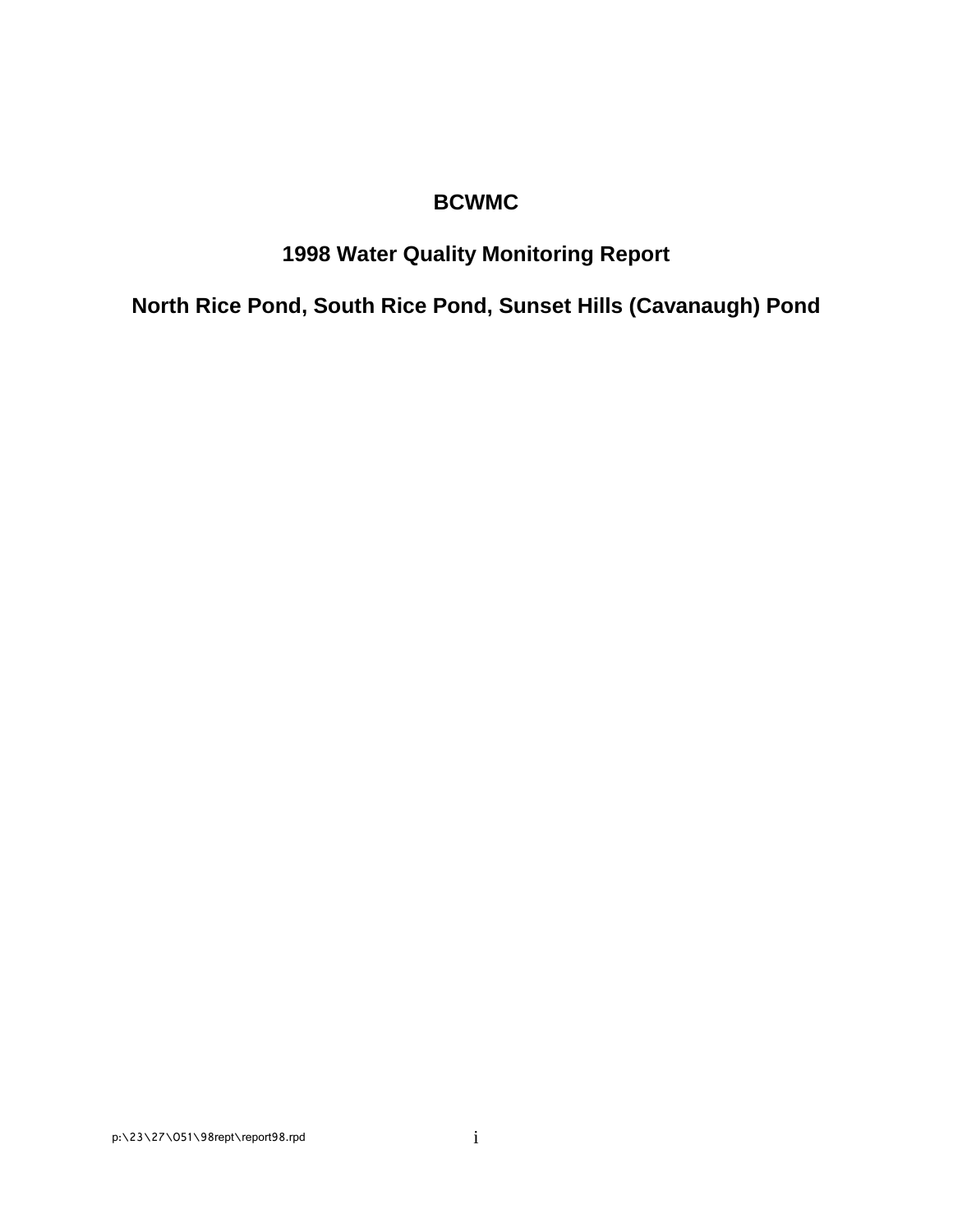# BCWMC

## 1998 Water Quality Monitoring Report

## North Rice Pond, South Rice Pond, Sunset Hills (Cavanaugh) Pond

p:\23\27\051\98rept\report98.rpd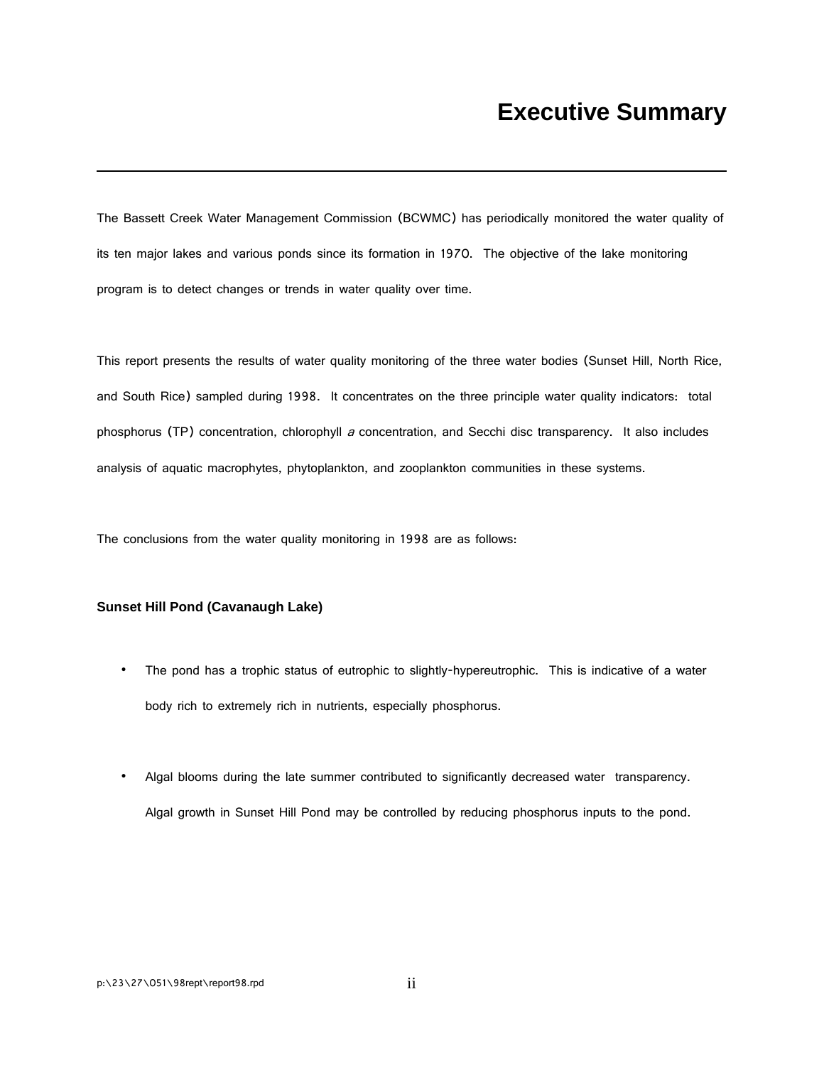# Executive Summary

The Bassett Creek Water Management Commission (BCWMC) has periodically monitored the water quality of its ten major lakes and various ponds since its formation in 1970. The objective of the lake monitoring program is to detect changes or trends in water quality over time.

This report presents the results of water quality monitoring of the three water bodies (Sunset Hill, North Rice, and South Rice) sampled during 1998. It concentrates on the three principle water quality indicators: total phosphorus (TP) concentration, chlorophyll *a* concentration, and Secchi disc transparency. It also includes analysis of aquatic macrophytes, phytoplankton, and zooplankton communities in these systems.

The conclusions from the water quality monitoring in 1998 are as follows:

**Sunset Hill Pond (Cavanaugh Lake)**

- The pond has a trophic status of eutrophic to slightly-hypereutrophic. This is indicative of a water body rich to extremely rich in nutrients, especially phosphorus.

- Algal blooms during the late summer contributed to significantly decreased water transparency. Algal growth in Sunset Hill Pond may be controlled by reducing phosphorus inputs to the pond.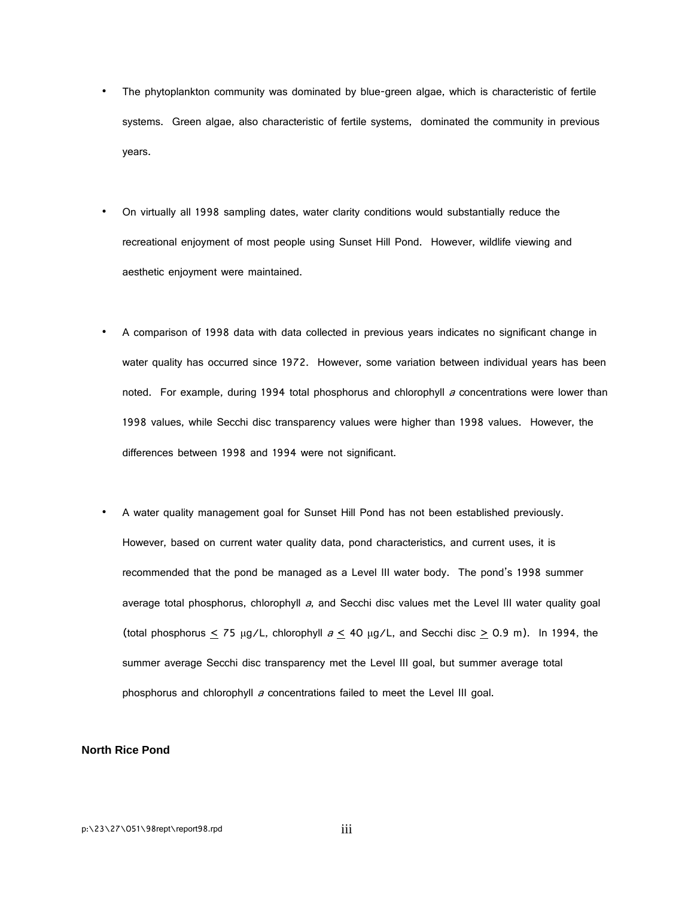- The phytoplankton community was dominated by blue-green algae, which is characteristic of fertile systems. Green algae, also characteristic of fertile systems, dominated the community in previous years.

- On virtually all 1998 sampling dates, water clarity conditions would substantially reduce the recreational enjoyment of most people using Sunset Hill Pond. However, wildlife viewing and aesthetic enjoyment were maintained.

- A comparison of 1998 data with data collected in previous years indicates no significant change in water quality has occurred since 1972. However, some variation between individual years has been noted. For example, during 1994 total phosphorus and chlorophyll *a* concentrations were lower than 1998 values, while Secchi disc transparency values were higher than 1998 values. However, the differences between 1998 and 1994 were not significant.

- A water quality management goal for Sunset Hill Pond has not been established previously. However, based on current water quality data, pond characteristics, and current uses, it is recommended that the pond be managed as a Level III water body. The pond's 1998 summer average total phosphorus, chlorophyll *a*, and Secchi disc values met the Level III water quality goal (total phosphorus $\leq$ 75 μg/L, chlorophyll *a* $\leq$ 40 μg/L, and Secchi disc $\geq$ 0.9 m). In 1994, the summer average Secchi disc transparency met the Level III goal, but summer average total phosphorus and chlorophyll *a* concentrations failed to meet the Level III goal.

**North Rice Pond**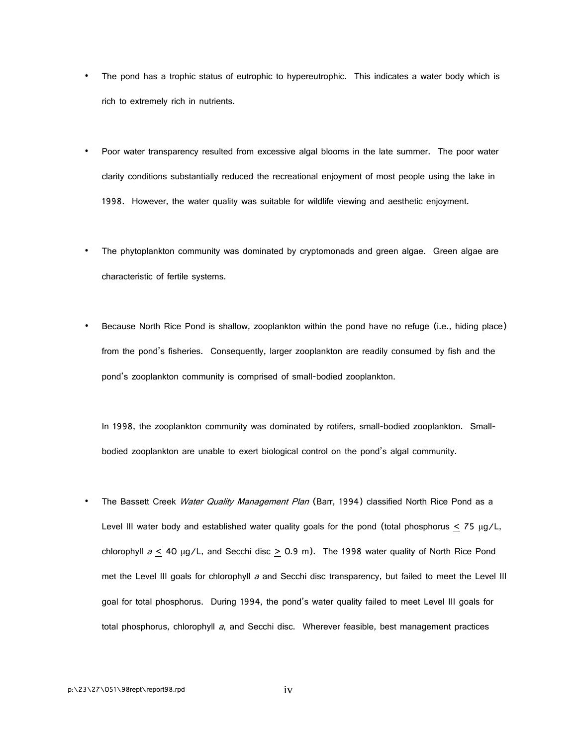- The pond has a trophic status of eutrophic to hypereutrophic. This indicates a water body which is rich to extremely rich in nutrients.

- Poor water transparency resulted from excessive algal blooms in the late summer. The poor water clarity conditions substantially reduced the recreational enjoyment of most people using the lake in 1998. However, the water quality was suitable for wildlife viewing and aesthetic enjoyment.

- The phytoplankton community was dominated by cryptomonads and green algae. Green algae are characteristic of fertile systems.

- Because North Rice Pond is shallow, zooplankton within the pond have no refuge (i.e., hiding place) from the pond's fisheries. Consequently, larger zooplankton are readily consumed by fish and the pond's zooplankton community is comprised of small-bodied zooplankton.

  In 1998, the zooplankton community was dominated by rotifers, small-bodied zooplankton. Small-bodied zooplankton are unable to exert biological control on the pond's algal community.

- The Bassett Creek *Water Quality Management Plan* (Barr, 1994) classified North Rice Pond as a Level III water body and established water quality goals for the pond (total phosphorus $\leq$ 75 μg/L, chlorophyll *a* $\leq$ 40 μg/L, and Secchi disc $\geq$ 0.9 m). The 1998 water quality of North Rice Pond met the Level III goals for chlorophyll *a* and Secchi disc transparency, but failed to meet the Level III goal for total phosphorus. During 1994, the pond's water quality failed to meet Level III goals for total phosphorus, chlorophyll *a*, and Secchi disc. Wherever feasible, best management practices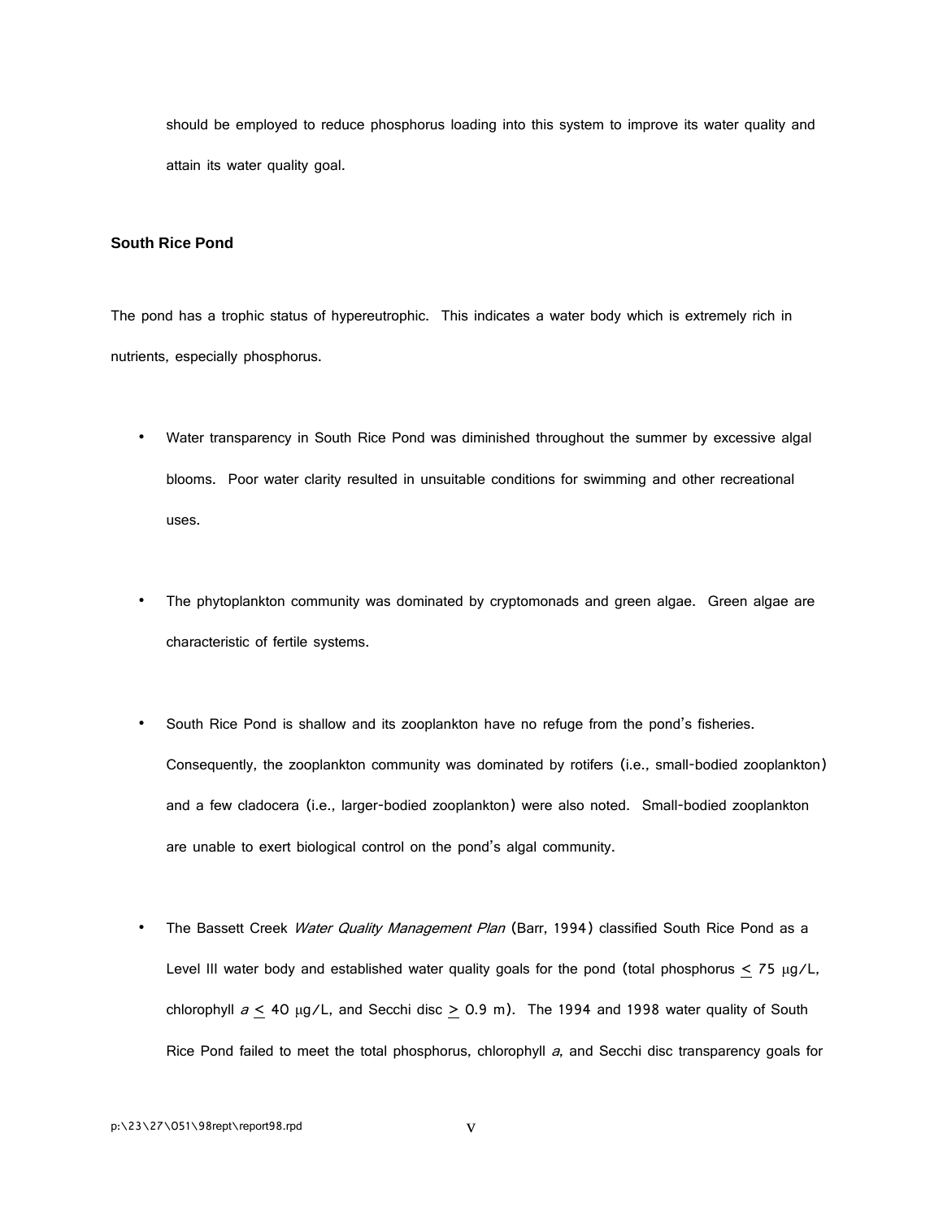should be employed to reduce phosphorus loading into this system to improve its water quality and attain its water quality goal.

**South Rice Pond**

The pond has a trophic status of hypereutrophic. This indicates a water body which is extremely rich in nutrients, especially phosphorus.

- Water transparency in South Rice Pond was diminished throughout the summer by excessive algal blooms. Poor water clarity resulted in unsuitable conditions for swimming and other recreational uses.

- The phytoplankton community was dominated by cryptomonads and green algae. Green algae are characteristic of fertile systems.

- South Rice Pond is shallow and its zooplankton have no refuge from the pond's fisheries. Consequently, the zooplankton community was dominated by rotifers (i.e., small-bodied zooplankton) and a few cladocera (i.e., larger-bodied zooplankton) were also noted. Small-bodied zooplankton are unable to exert biological control on the pond's algal community.

- The Bassett Creek *Water Quality Management Plan* (Barr, 1994) classified South Rice Pond as a Level III water body and established water quality goals for the pond (total phosphorus $\leq$ 75 μg/L, chlorophyll *a* $\leq$ 40 μg/L, and Secchi disc $\geq$ 0.9 m). The 1994 and 1998 water quality of South Rice Pond failed to meet the total phosphorus, chlorophyll *a*, and Secchi disc transparency goals for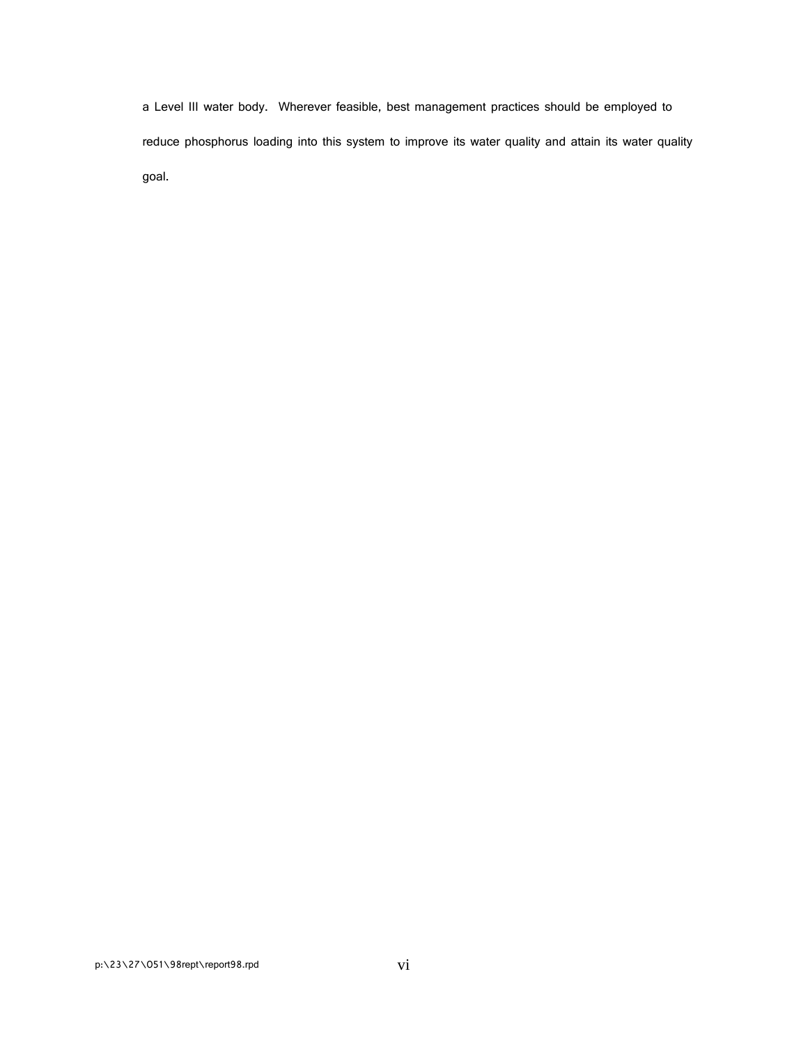a Level III water body. Wherever feasible, best management practices should be employed to reduce phosphorus loading into this system to improve its water quality and attain its water quality goal.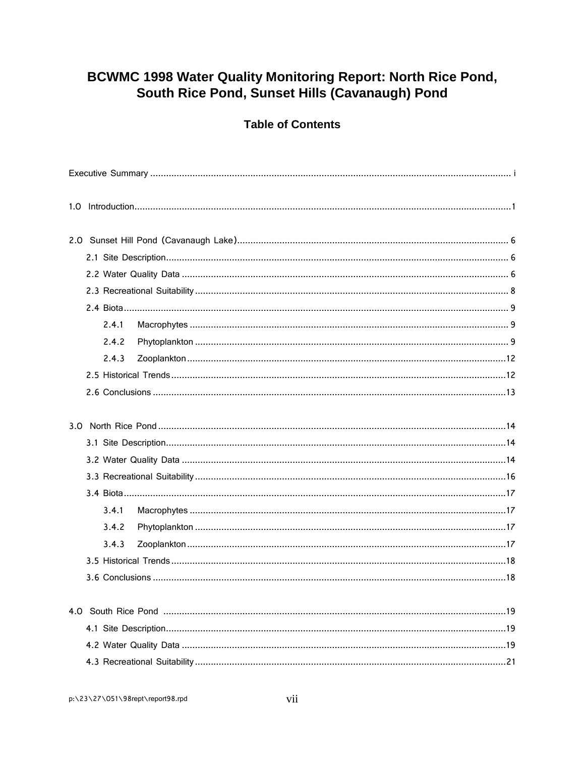# BCWMC 1998 Water Quality Monitoring Report: North Rice Pond, South Rice Pond, Sunset Hills (Cavanaugh) Pond

## Table of Contents

Executive Summary ........................................................................................................................................ i

1.0 Introduction..............................................................................................................................................1

2.0 Sunset Hill Pond (Cavanaugh Lake)...................................................................................................... 6

- 2.1 Site Description.................................................................................................................................. 6
- 2.2 Water Quality Data ............................................................................................................................ 6
- 2.3 Recreational Suitability ...................................................................................................................... 8
- 2.4 Biota.................................................................................................................................................. 9
  - 2.4.1 Macrophytes ......................................................................................................................... 9
  - 2.4.2 Phytoplankton ....................................................................................................................... 9
  - 2.4.3 Zooplankton.........................................................................................................................12
- 2.5 Historical Trends..............................................................................................................................12
- 2.6 Conclusions ......................................................................................................................................13

3.0 North Rice Pond....................................................................................................................................14

- 3.1 Site Description.................................................................................................................................14
- 3.2 Water Quality Data ...........................................................................................................................14
- 3.3 Recreational Suitability ......................................................................................................................16
- 3.4 Biota.................................................................................................................................................17
  - 3.4.1 Macrophytes ........................................................................................................................17
  - 3.4.2 Phytoplankton ......................................................................................................................17
  - 3.4.3 Zooplankton.........................................................................................................................17
- 3.5 Historical Trends..............................................................................................................................18
- 3.6 Conclusions ......................................................................................................................................18

4.0 South Rice Pond ..................................................................................................................................19

- 4.1 Site Description.................................................................................................................................19
- 4.2 Water Quality Data ...........................................................................................................................19
- 4.3 Recreational Suitability ......................................................................................................................21

p:\23\27\051\98rept\report98.rpd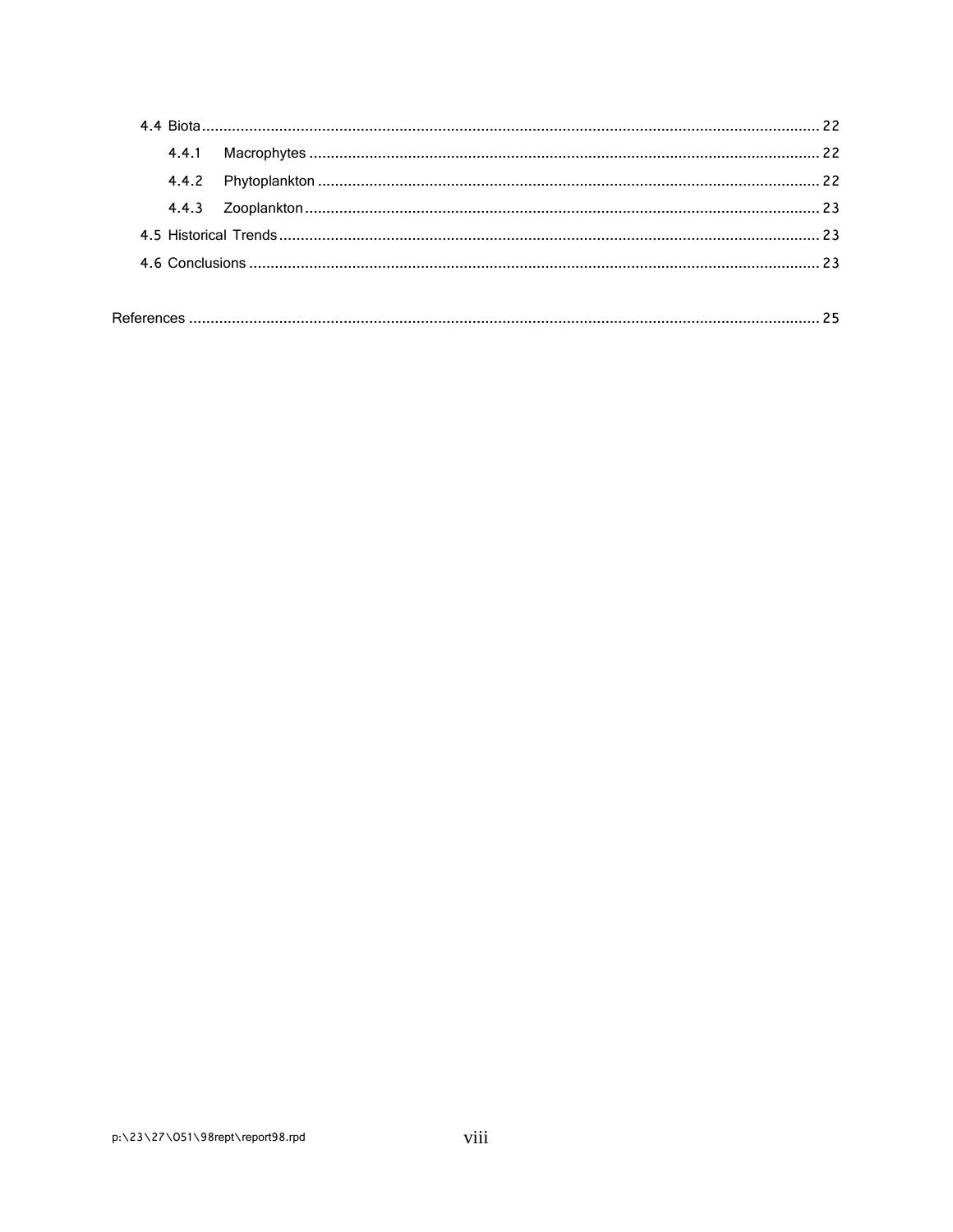4.4 Biota ........................................................................................................................................ 22

4.4.1 Macrophytes ............................................................................................................ 22

4.4.2 Phytoplankton .......................................................................................................... 22

4.4.3 Zooplankton ............................................................................................................. 23

4.5 Historical Trends ......................................................................................................................... 23

4.6 Conclusions ................................................................................................................................ 23

References ........................................................................................................................................... 25

p:\23\27\051\98rept\report98.rpd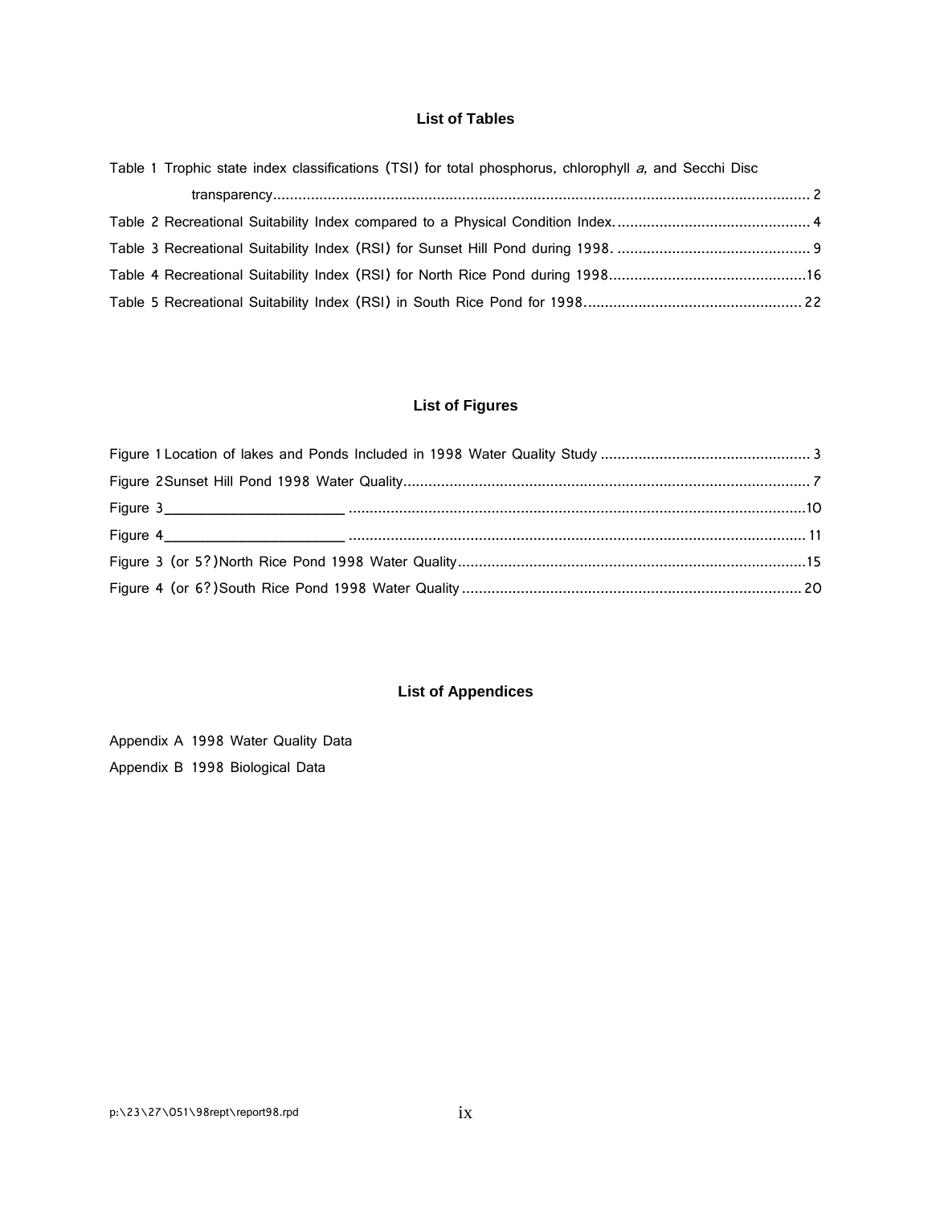## List of Tables

Table 1 Trophic state index classifications (TSI) for total phosphorus, chlorophyll *a*, and Secchi Disc transparency............................................................................................................................ 2

Table 2 Recreational Suitability Index compared to a Physical Condition Index. ............................................ 4

Table 3 Recreational Suitability Index (RSI) for Sunset Hill Pond during 1998. ............................................. 9

Table 4 Recreational Suitability Index (RSI) for North Rice Pond during 1998..............................................16

Table 5 Recreational Suitability Index (RSI) in South Rice Pond for 1998.................................................... 22

## List of Figures

Figure 1 Location of lakes and Ponds Included in 1998 Water Quality Study ................................................. 3

Figure 2 Sunset Hill Pond 1998 Water Quality................................................................................................ 7

Figure 3________________________ ............................................................................................................10

Figure 4________________________ ............................................................................................................ 11

Figure 3 (or 5?)North Rice Pond 1998 Water Quality..................................................................................15

Figure 4 (or 6?)South Rice Pond 1998 Water Quality ................................................................................ 20

## List of Appendices

Appendix A 1998 Water Quality Data

Appendix B 1998 Biological Data

p:\23\27\051\98rept\report98.rpd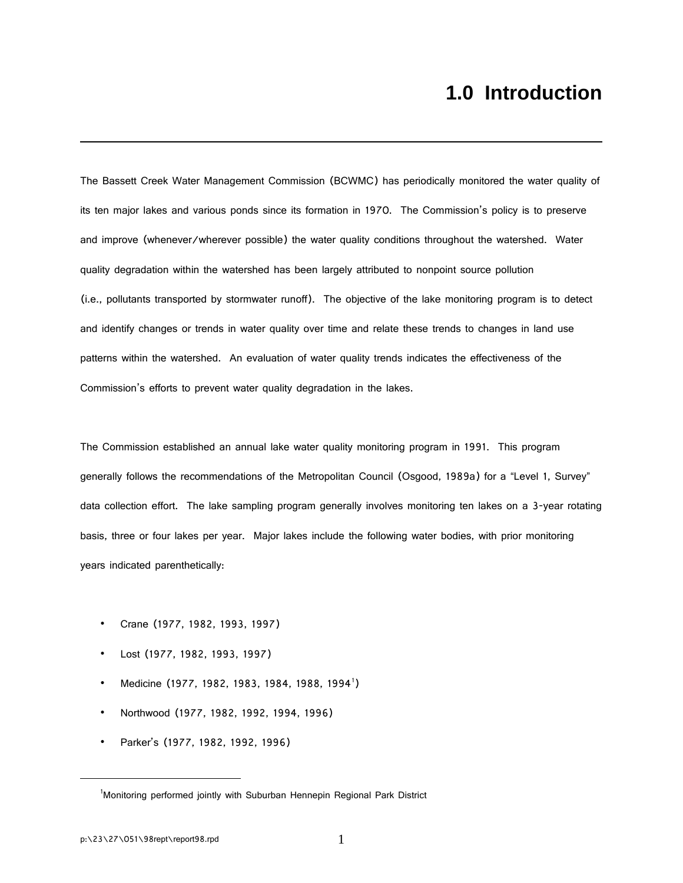# 1.0 Introduction

The Bassett Creek Water Management Commission (BCWMC) has periodically monitored the water quality of its ten major lakes and various ponds since its formation in 1970. The Commission's policy is to preserve and improve (whenever/wherever possible) the water quality conditions throughout the watershed. Water quality degradation within the watershed has been largely attributed to nonpoint source pollution (i.e., pollutants transported by stormwater runoff). The objective of the lake monitoring program is to detect and identify changes or trends in water quality over time and relate these trends to changes in land use patterns within the watershed. An evaluation of water quality trends indicates the effectiveness of the Commission's efforts to prevent water quality degradation in the lakes.

The Commission established an annual lake water quality monitoring program in 1991. This program generally follows the recommendations of the Metropolitan Council (Osgood, 1989a) for a "Level 1, Survey" data collection effort. The lake sampling program generally involves monitoring ten lakes on a 3-year rotating basis, three or four lakes per year. Major lakes include the following water bodies, with prior monitoring years indicated parenthetically:

- Crane (1977, 1982, 1993, 1997)
- Lost (1977, 1982, 1993, 1997)
- Medicine (1977, 1982, 1983, 1984, 1988, 1994[1])
- Northwood (1977, 1982, 1992, 1994, 1996)
- Parker's (1977, 1982, 1992, 1996)

[1]Monitoring performed jointly with Suburban Hennepin Regional Park District

p:\23\27\051\98rept\report98.rpd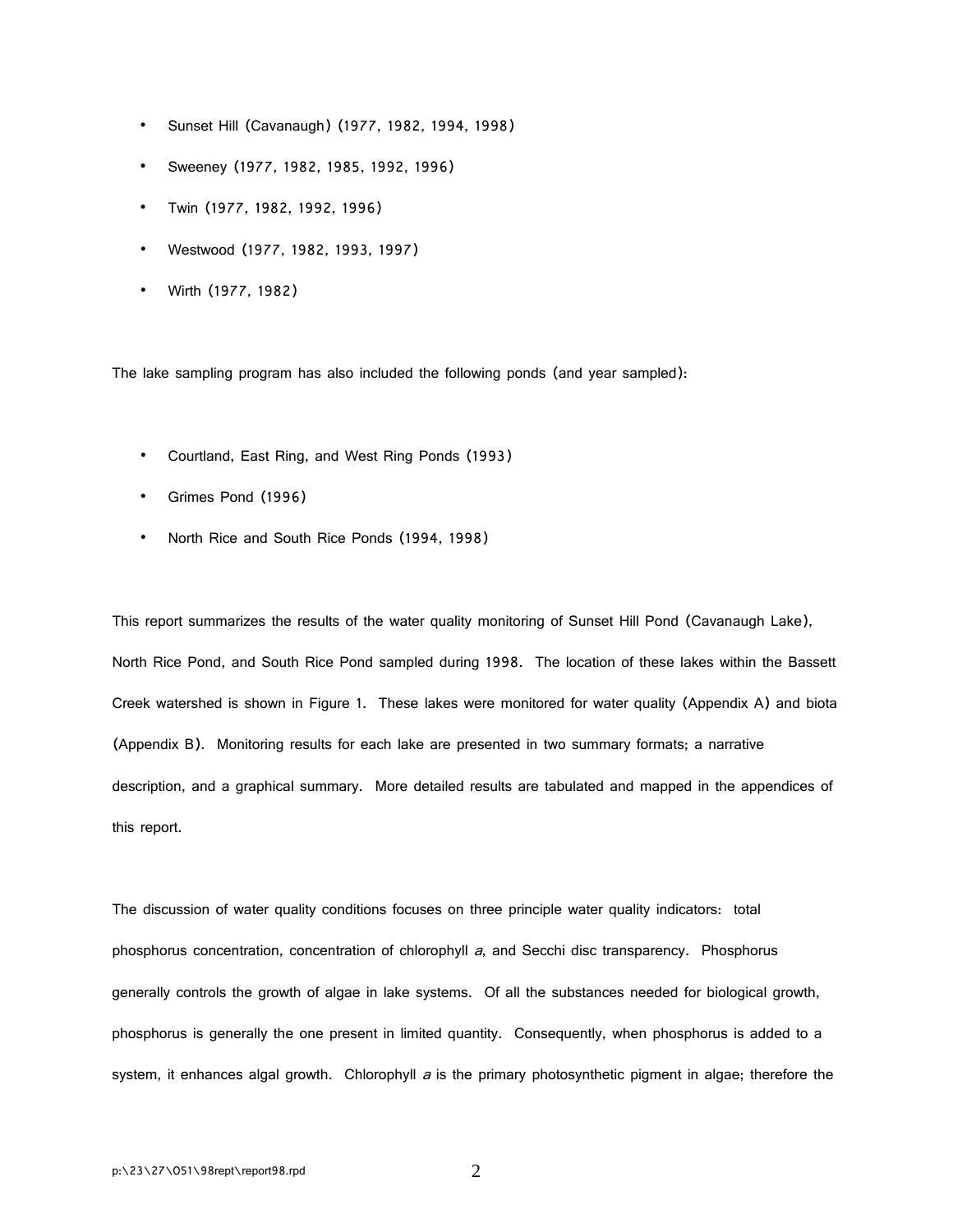- Sunset Hill (Cavanaugh) (1977, 1982, 1994, 1998)
- Sweeney (1977, 1982, 1985, 1992, 1996)
- Twin (1977, 1982, 1992, 1996)
- Westwood (1977, 1982, 1993, 1997)
- Wirth (1977, 1982)

The lake sampling program has also included the following ponds (and year sampled):

- Courtland, East Ring, and West Ring Ponds (1993)
- Grimes Pond (1996)
- North Rice and South Rice Ponds (1994, 1998)

This report summarizes the results of the water quality monitoring of Sunset Hill Pond (Cavanaugh Lake), North Rice Pond, and South Rice Pond sampled during 1998. The location of these lakes within the Bassett Creek watershed is shown in Figure 1. These lakes were monitored for water quality (Appendix A) and biota (Appendix B). Monitoring results for each lake are presented in two summary formats; a narrative description, and a graphical summary. More detailed results are tabulated and mapped in the appendices of this report.

The discussion of water quality conditions focuses on three principle water quality indicators: total phosphorus concentration, concentration of chlorophyll *a*, and Secchi disc transparency. Phosphorus generally controls the growth of algae in lake systems. Of all the substances needed for biological growth, phosphorus is generally the one present in limited quantity. Consequently, when phosphorus is added to a system, it enhances algal growth. Chlorophyll *a* is the primary photosynthetic pigment in algae; therefore the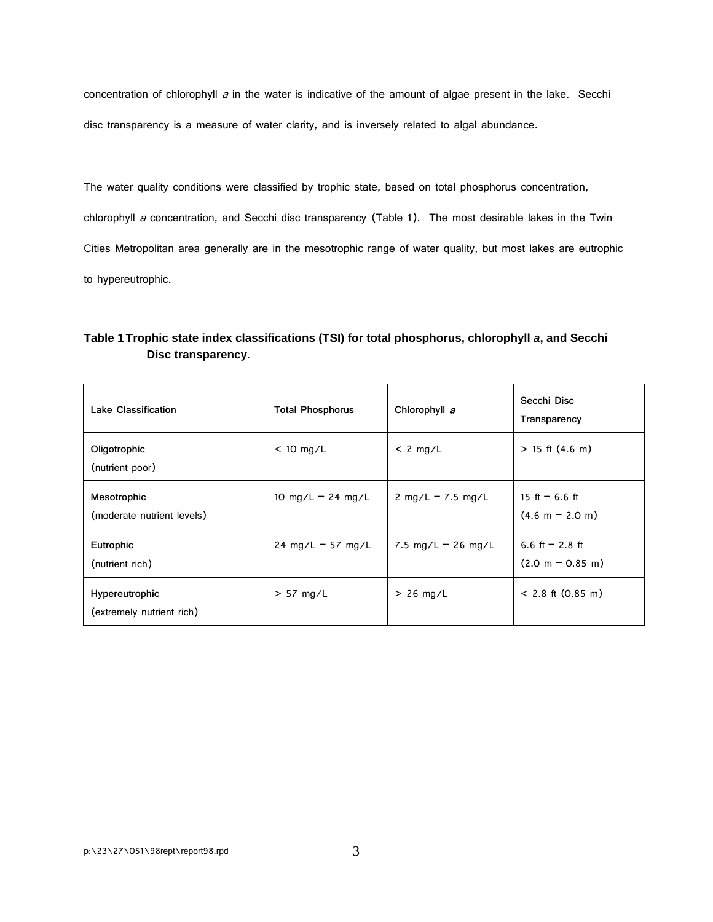concentration of chlorophyll *a* in the water is indicative of the amount of algae present in the lake. Secchi disc transparency is a measure of water clarity, and is inversely related to algal abundance.

The water quality conditions were classified by trophic state, based on total phosphorus concentration, chlorophyll *a* concentration, and Secchi disc transparency (Table 1). The most desirable lakes in the Twin Cities Metropolitan area generally are in the mesotrophic range of water quality, but most lakes are eutrophic to hypereutrophic.

**Table 1 Trophic state index classifications (TSI) for total phosphorus, chlorophyll *a*, and Secchi Disc transparency.**

| Lake Classification | Total Phosphorus | Chlorophyll *a* | Secchi Disc Transparency |
|---|---|---|---|
| Oligotrophic (nutrient poor) | < 10 mg/L | < 2 mg/L | > 15 ft (4.6 m) |
| Mesotrophic (moderate nutrient levels) | 10 mg/L – 24 mg/L | 2 mg/L – 7.5 mg/L | 15 ft – 6.6 ft (4.6 m – 2.0 m) |
| Eutrophic (nutrient rich) | 24 mg/L – 57 mg/L | 7.5 mg/L – 26 mg/L | 6.6 ft – 2.8 ft (2.0 m – 0.85 m) |
| Hypereutrophic (extremely nutrient rich) | > 57 mg/L | > 26 mg/L | < 2.8 ft (0.85 m) |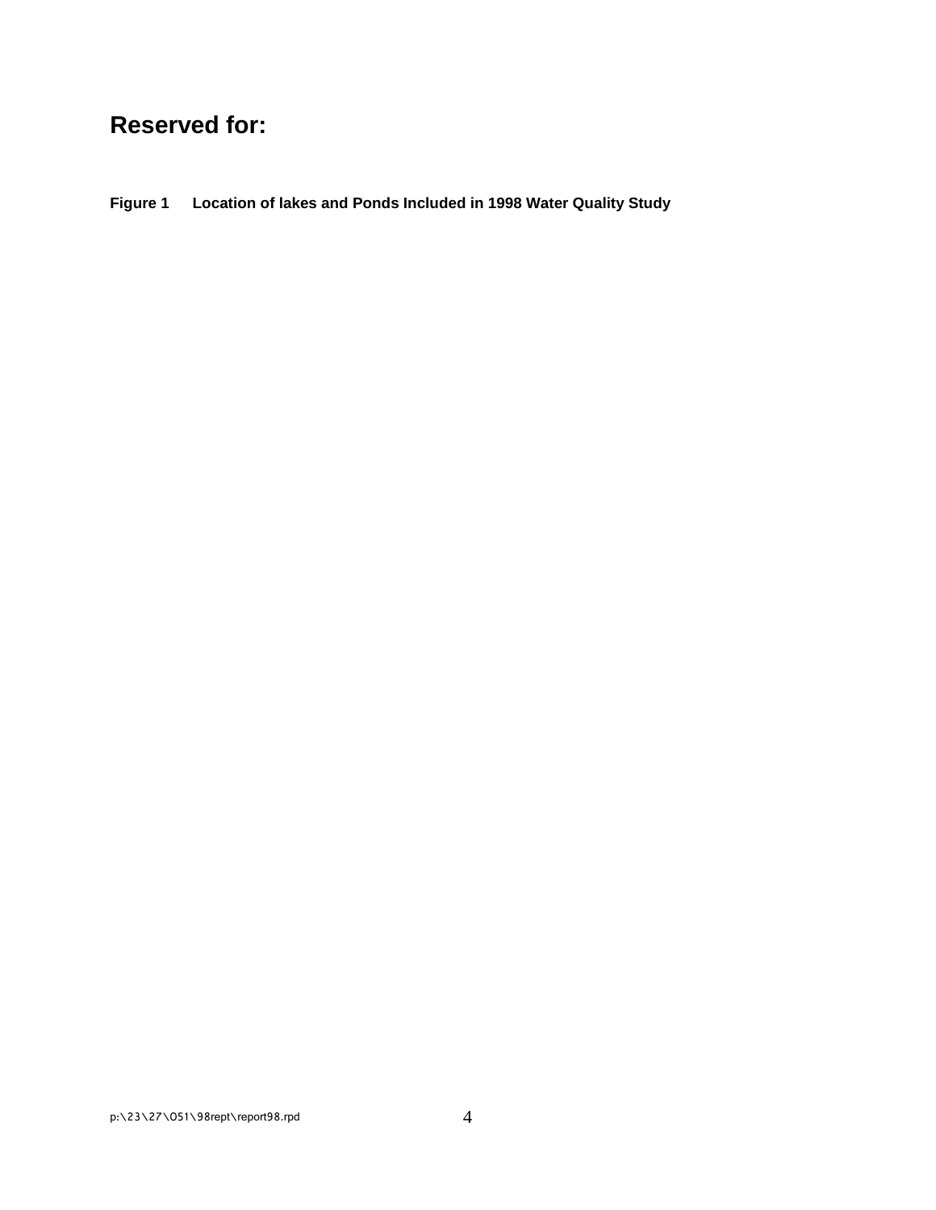# Reserved for:

**Figure 1 Location of lakes and Ponds Included in 1998 Water Quality Study**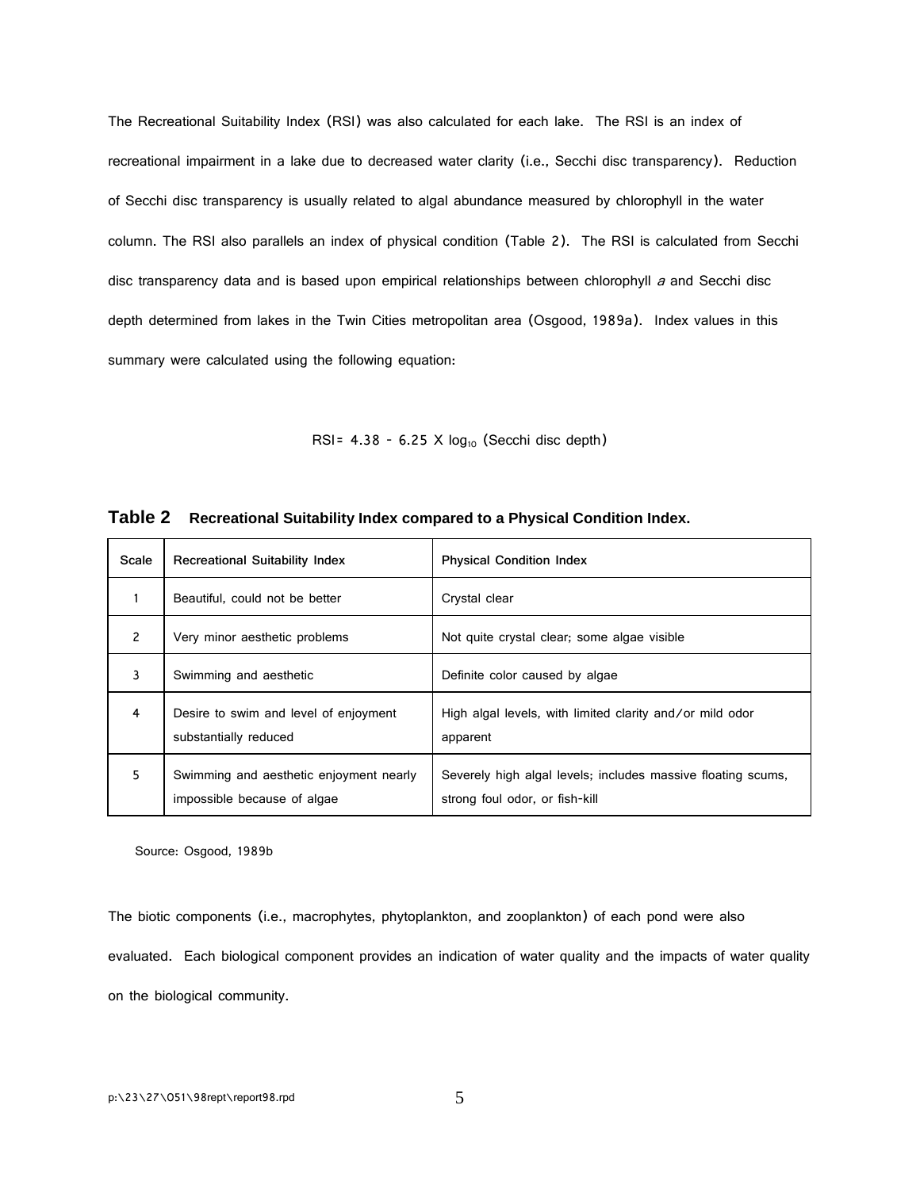The Recreational Suitability Index (RSI) was also calculated for each lake. The RSI is an index of recreational impairment in a lake due to decreased water clarity (i.e., Secchi disc transparency). Reduction of Secchi disc transparency is usually related to algal abundance measured by chlorophyll in the water column. The RSI also parallels an index of physical condition (Table 2). The RSI is calculated from Secchi disc transparency data and is based upon empirical relationships between chlorophyll *a* and Secchi disc depth determined from lakes in the Twin Cities metropolitan area (Osgood, 1989a). Index values in this summary were calculated using the following equation:

$$RSI = 4.38 - 6.25 \times \log_{10} (\text{Secchi disc depth})$$

**Table 2 Recreational Suitability Index compared to a Physical Condition Index.**

| Scale | Recreational Suitability Index | Physical Condition Index |
|---|---|---|
| 1 | Beautiful, could not be better | Crystal clear |
| 2 | Very minor aesthetic problems | Not quite crystal clear; some algae visible |
| 3 | Swimming and aesthetic | Definite color caused by algae |
| 4 | Desire to swim and level of enjoyment substantially reduced | High algal levels, with limited clarity and/or mild odor apparent |
| 5 | Swimming and aesthetic enjoyment nearly impossible because of algae | Severely high algal levels; includes massive floating scums, strong foul odor, or fish-kill |

Source: Osgood, 1989b

The biotic components (i.e., macrophytes, phytoplankton, and zooplankton) of each pond were also evaluated. Each biological component provides an indication of water quality and the impacts of water quality on the biological community.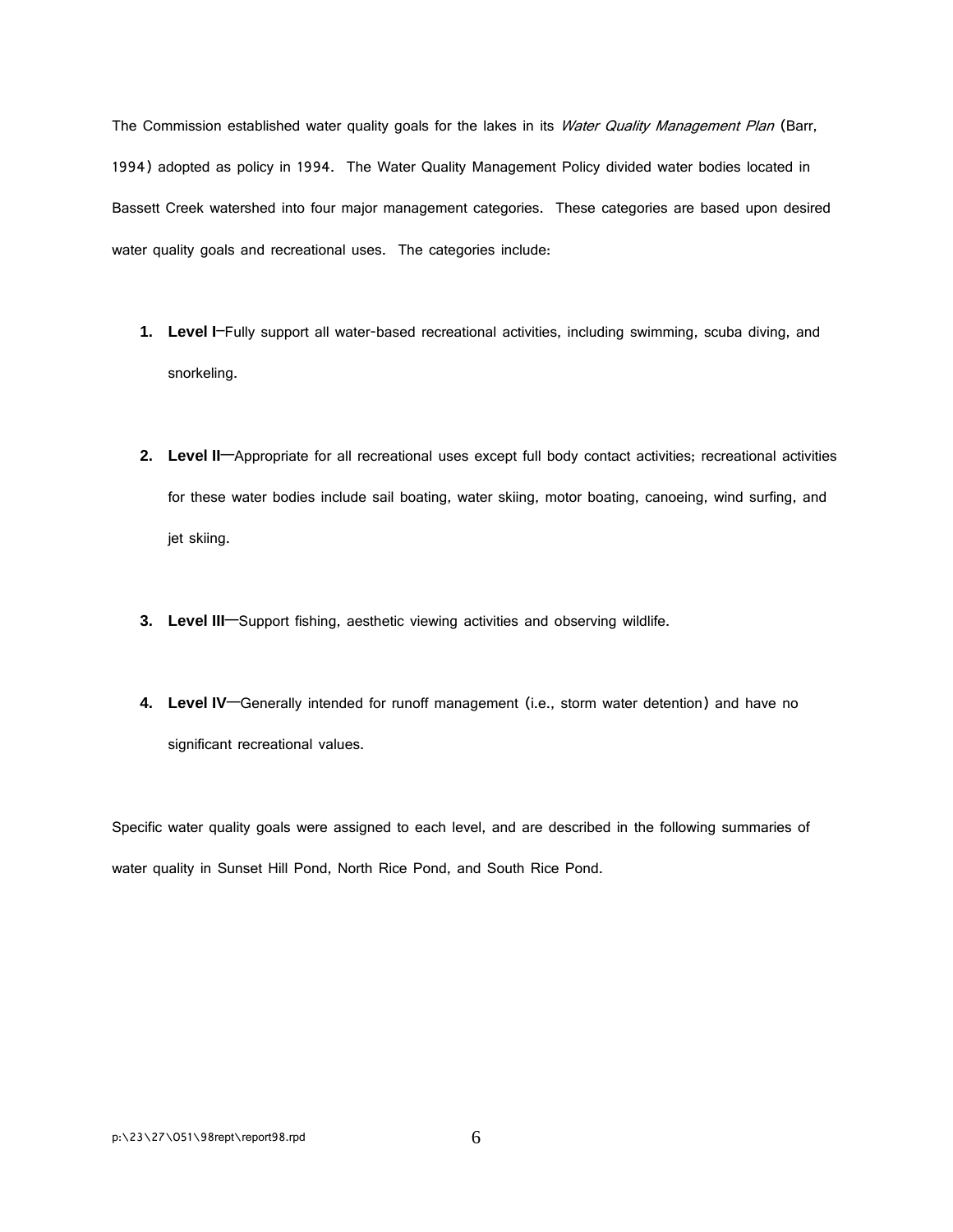The Commission established water quality goals for the lakes in its *Water Quality Management Plan* (Barr, 1994) adopted as policy in 1994. The Water Quality Management Policy divided water bodies located in Bassett Creek watershed into four major management categories. These categories are based upon desired water quality goals and recreational uses. The categories include:

1. **Level I**—Fully support all water-based recreational activities, including swimming, scuba diving, and snorkeling.

2. **Level II**—Appropriate for all recreational uses except full body contact activities; recreational activities for these water bodies include sail boating, water skiing, motor boating, canoeing, wind surfing, and jet skiing.

3. **Level III**—Support fishing, aesthetic viewing activities and observing wildlife.

4. **Level IV**—Generally intended for runoff management (i.e., storm water detention) and have no significant recreational values.

Specific water quality goals were assigned to each level, and are described in the following summaries of water quality in Sunset Hill Pond, North Rice Pond, and South Rice Pond.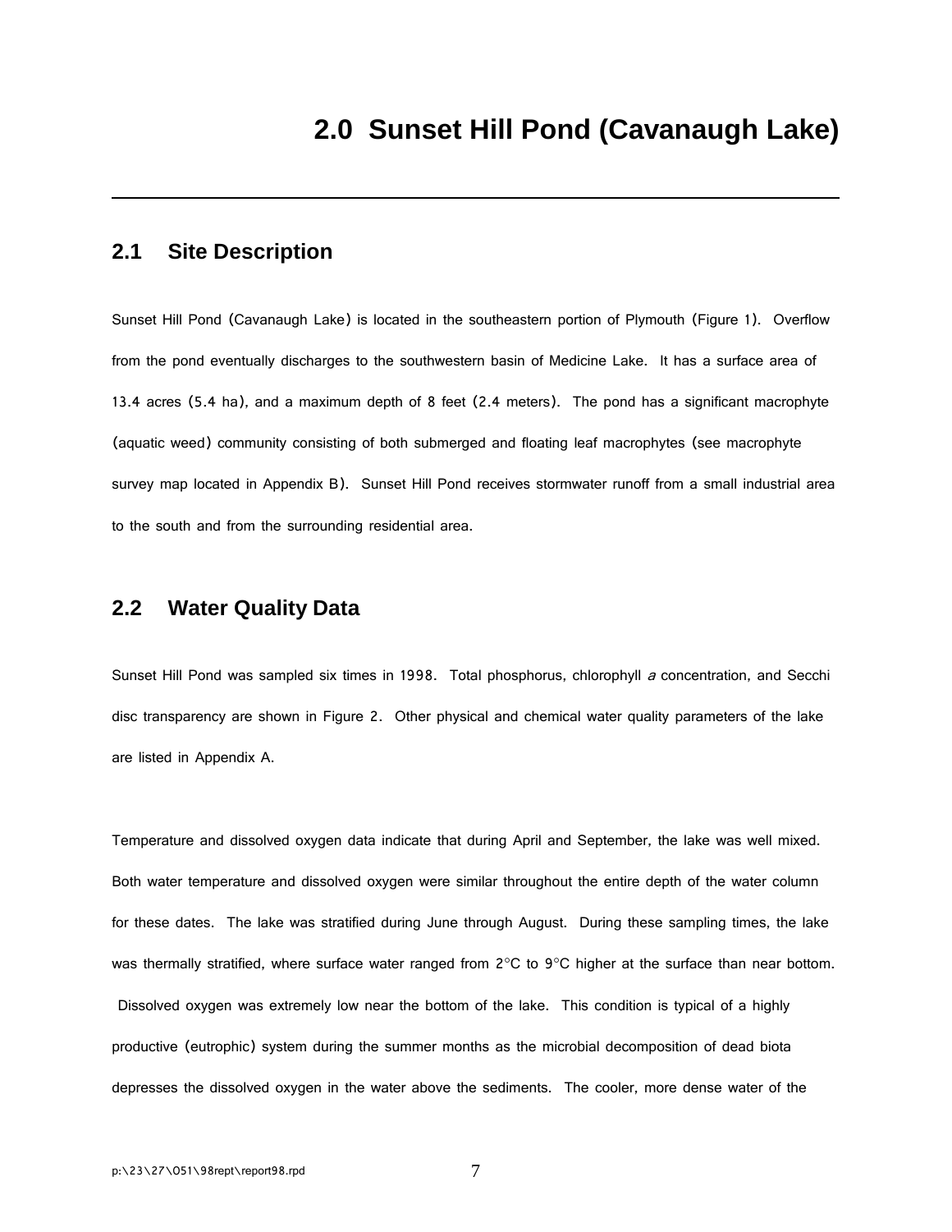# 2.0 Sunset Hill Pond (Cavanaugh Lake)

## 2.1 Site Description

Sunset Hill Pond (Cavanaugh Lake) is located in the southeastern portion of Plymouth (Figure 1). Overflow from the pond eventually discharges to the southwestern basin of Medicine Lake. It has a surface area of 13.4 acres (5.4 ha), and a maximum depth of 8 feet (2.4 meters). The pond has a significant macrophyte (aquatic weed) community consisting of both submerged and floating leaf macrophytes (see macrophyte survey map located in Appendix B). Sunset Hill Pond receives stormwater runoff from a small industrial area to the south and from the surrounding residential area.

## 2.2 Water Quality Data

Sunset Hill Pond was sampled six times in 1998. Total phosphorus, chlorophyll *a* concentration, and Secchi disc transparency are shown in Figure 2. Other physical and chemical water quality parameters of the lake are listed in Appendix A.

Temperature and dissolved oxygen data indicate that during April and September, the lake was well mixed. Both water temperature and dissolved oxygen were similar throughout the entire depth of the water column for these dates. The lake was stratified during June through August. During these sampling times, the lake was thermally stratified, where surface water ranged from 2°C to 9°C higher at the surface than near bottom. Dissolved oxygen was extremely low near the bottom of the lake. This condition is typical of a highly productive (eutrophic) system during the summer months as the microbial decomposition of dead biota depresses the dissolved oxygen in the water above the sediments. The cooler, more dense water of the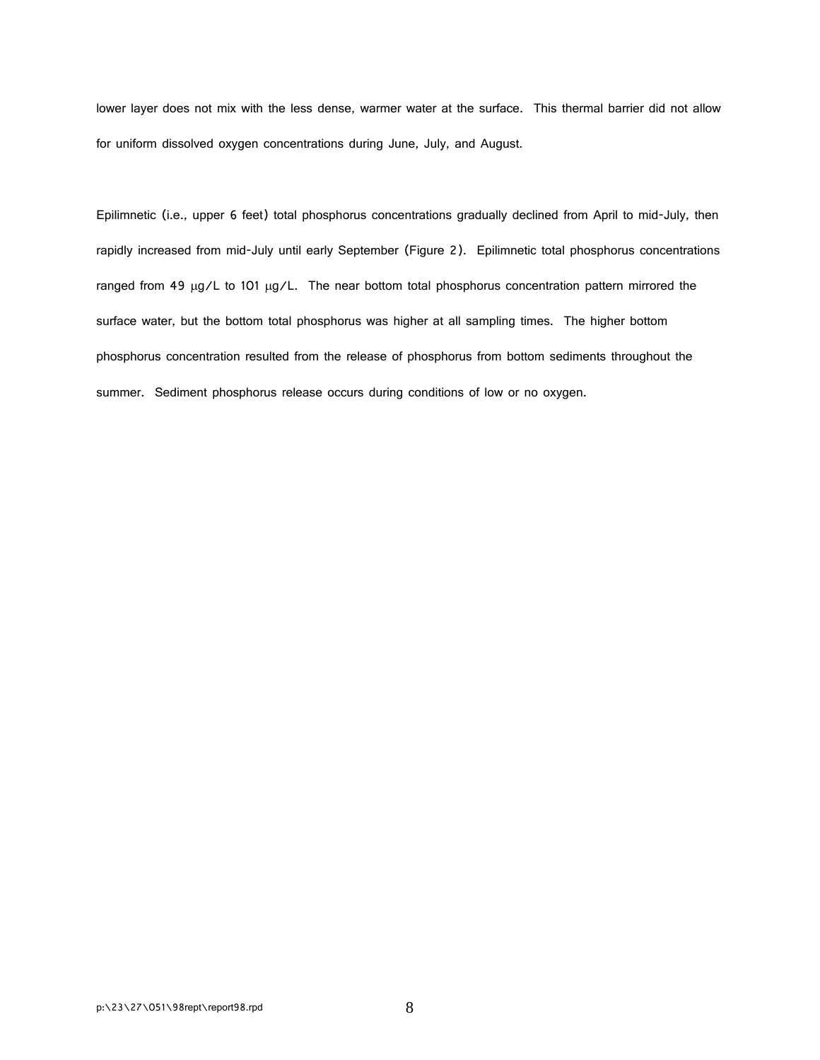lower layer does not mix with the less dense, warmer water at the surface. This thermal barrier did not allow for uniform dissolved oxygen concentrations during June, July, and August.

Epilimnetic (i.e., upper 6 feet) total phosphorus concentrations gradually declined from April to mid-July, then rapidly increased from mid-July until early September (Figure 2). Epilimnetic total phosphorus concentrations ranged from 49 μg/L to 101 μg/L. The near bottom total phosphorus concentration pattern mirrored the surface water, but the bottom total phosphorus was higher at all sampling times. The higher bottom phosphorus concentration resulted from the release of phosphorus from bottom sediments throughout the summer. Sediment phosphorus release occurs during conditions of low or no oxygen.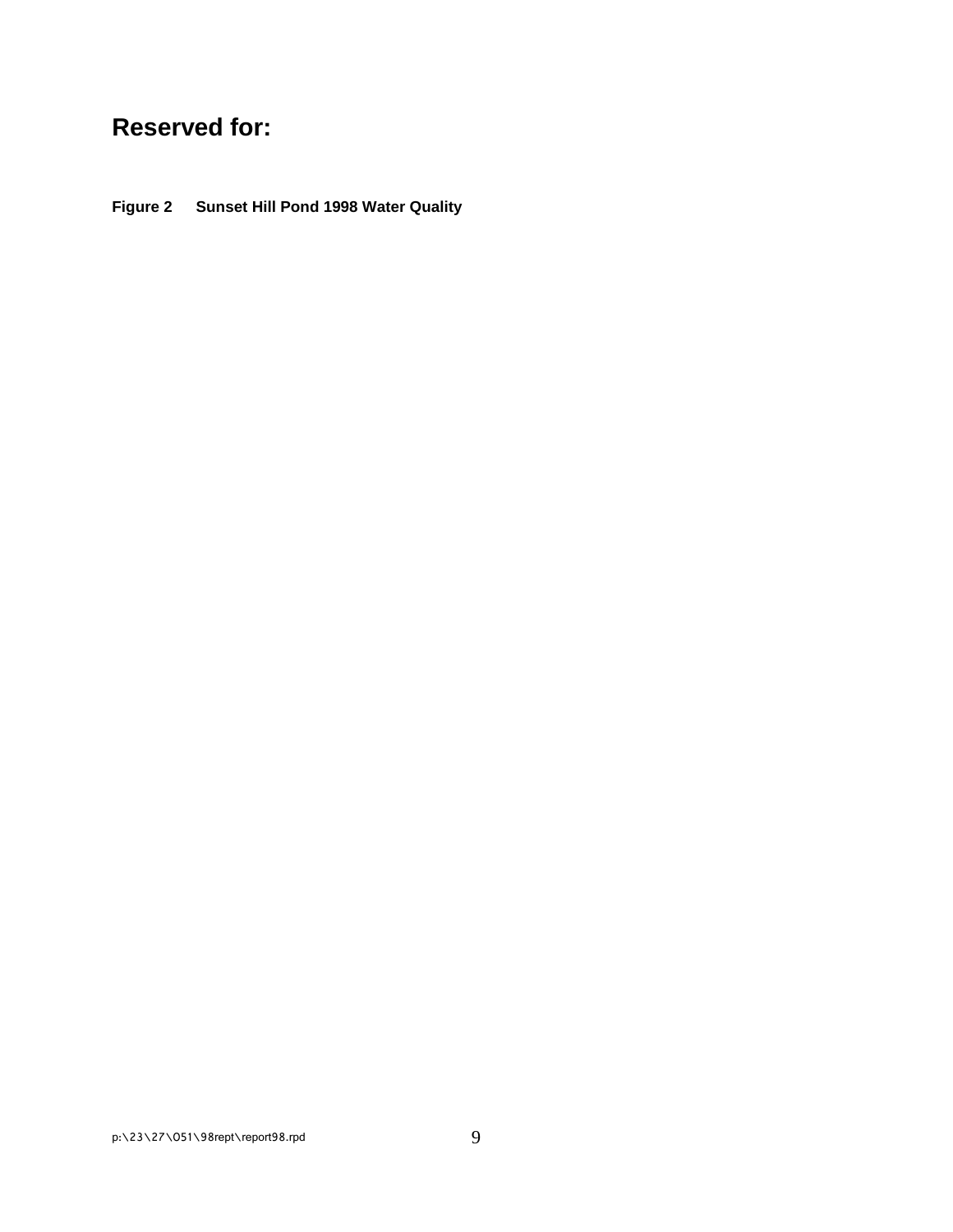## Reserved for:

**Figure 2 Sunset Hill Pond 1998 Water Quality**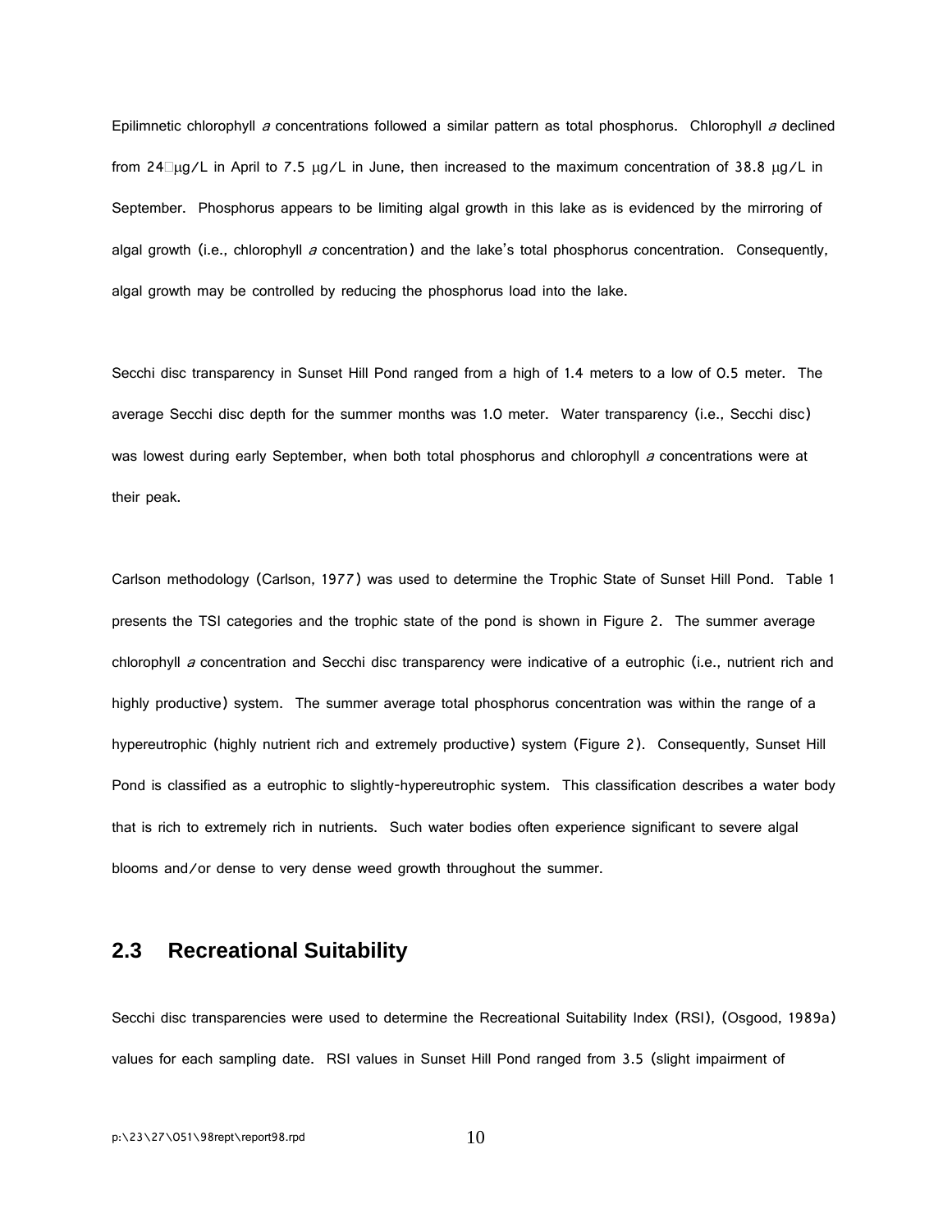Epilimnetic chlorophyll *a* concentrations followed a similar pattern as total phosphorus. Chlorophyll *a* declined from 24 μg/L in April to 7.5 μg/L in June, then increased to the maximum concentration of 38.8 μg/L in September. Phosphorus appears to be limiting algal growth in this lake as is evidenced by the mirroring of algal growth (i.e., chlorophyll *a* concentration) and the lake's total phosphorus concentration. Consequently, algal growth may be controlled by reducing the phosphorus load into the lake.

Secchi disc transparency in Sunset Hill Pond ranged from a high of 1.4 meters to a low of 0.5 meter. The average Secchi disc depth for the summer months was 1.0 meter. Water transparency (i.e., Secchi disc) was lowest during early September, when both total phosphorus and chlorophyll *a* concentrations were at their peak.

Carlson methodology (Carlson, 1977) was used to determine the Trophic State of Sunset Hill Pond. Table 1 presents the TSI categories and the trophic state of the pond is shown in Figure 2. The summer average chlorophyll *a* concentration and Secchi disc transparency were indicative of a eutrophic (i.e., nutrient rich and highly productive) system. The summer average total phosphorus concentration was within the range of a hypereutrophic (highly nutrient rich and extremely productive) system (Figure 2). Consequently, Sunset Hill Pond is classified as a eutrophic to slightly-hypereutrophic system. This classification describes a water body that is rich to extremely rich in nutrients. Such water bodies often experience significant to severe algal blooms and/or dense to very dense weed growth throughout the summer.

## 2.3 Recreational Suitability

Secchi disc transparencies were used to determine the Recreational Suitability Index (RSI), (Osgood, 1989a) values for each sampling date. RSI values in Sunset Hill Pond ranged from 3.5 (slight impairment of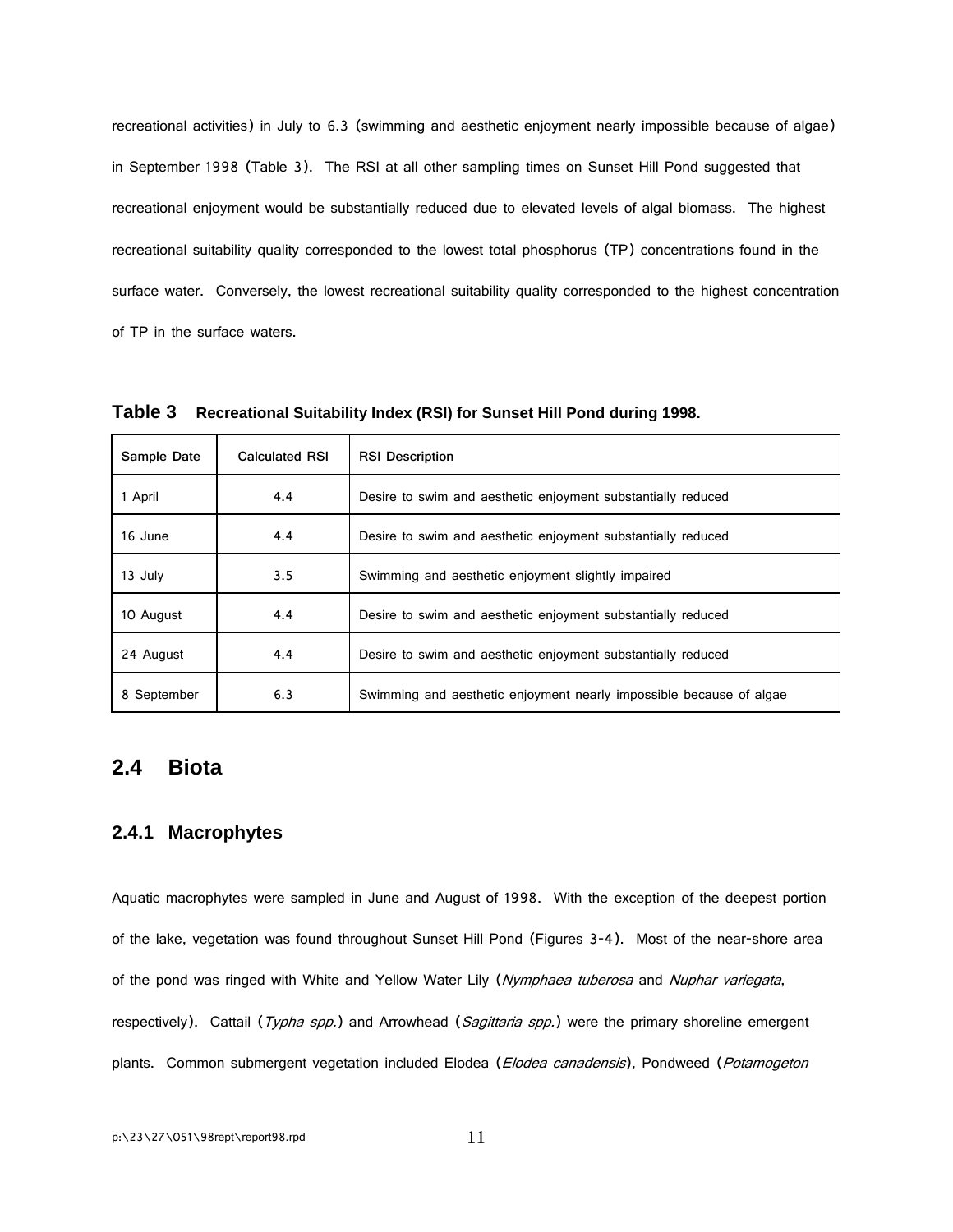recreational activities) in July to 6.3 (swimming and aesthetic enjoyment nearly impossible because of algae) in September 1998 (Table 3). The RSI at all other sampling times on Sunset Hill Pond suggested that recreational enjoyment would be substantially reduced due to elevated levels of algal biomass. The highest recreational suitability quality corresponded to the lowest total phosphorus (TP) concentrations found in the surface water. Conversely, the lowest recreational suitability quality corresponded to the highest concentration of TP in the surface waters.

**Table 3** **Recreational Suitability Index (RSI) for Sunset Hill Pond during 1998.**

| Sample Date | Calculated RSI | RSI Description |
|---|---|---|
| 1 April | 4.4 | Desire to swim and aesthetic enjoyment substantially reduced |
| 16 June | 4.4 | Desire to swim and aesthetic enjoyment substantially reduced |
| 13 July | 3.5 | Swimming and aesthetic enjoyment slightly impaired |
| 10 August | 4.4 | Desire to swim and aesthetic enjoyment substantially reduced |
| 24 August | 4.4 | Desire to swim and aesthetic enjoyment substantially reduced |
| 8 September | 6.3 | Swimming and aesthetic enjoyment nearly impossible because of algae |

## 2.4 Biota

### 2.4.1 Macrophytes

Aquatic macrophytes were sampled in June and August of 1998. With the exception of the deepest portion of the lake, vegetation was found throughout Sunset Hill Pond (Figures 3-4). Most of the near-shore area of the pond was ringed with White and Yellow Water Lily (*Nymphaea tuberosa* and *Nuphar variegata*, respectively). Cattail (*Typha spp.*) and Arrowhead (*Sagittaria spp.*) were the primary shoreline emergent plants. Common submergent vegetation included Elodea (*Elodea canadensis*), Pondweed (*Potamogeton*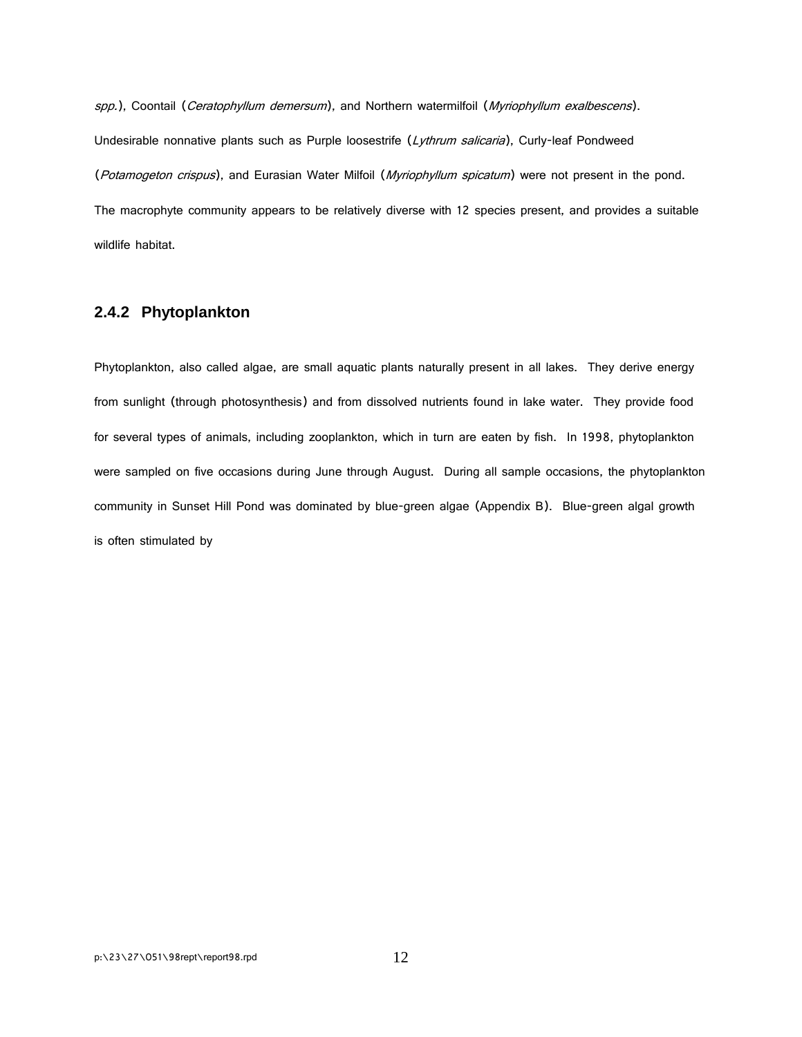*spp.*), Coontail (*Ceratophyllum demersum*), and Northern watermilfoil (*Myriophyllum exalbescens*). Undesirable nonnative plants such as Purple loosestrife (*Lythrum salicaria*), Curly-leaf Pondweed (*Potamogeton crispus*), and Eurasian Water Milfoil (*Myriophyllum spicatum*) were not present in the pond. The macrophyte community appears to be relatively diverse with 12 species present, and provides a suitable wildlife habitat.

### 2.4.2 Phytoplankton

Phytoplankton, also called algae, are small aquatic plants naturally present in all lakes. They derive energy from sunlight (through photosynthesis) and from dissolved nutrients found in lake water. They provide food for several types of animals, including zooplankton, which in turn are eaten by fish. In 1998, phytoplankton were sampled on five occasions during June through August. During all sample occasions, the phytoplankton community in Sunset Hill Pond was dominated by blue-green algae (Appendix B). Blue-green algal growth is often stimulated by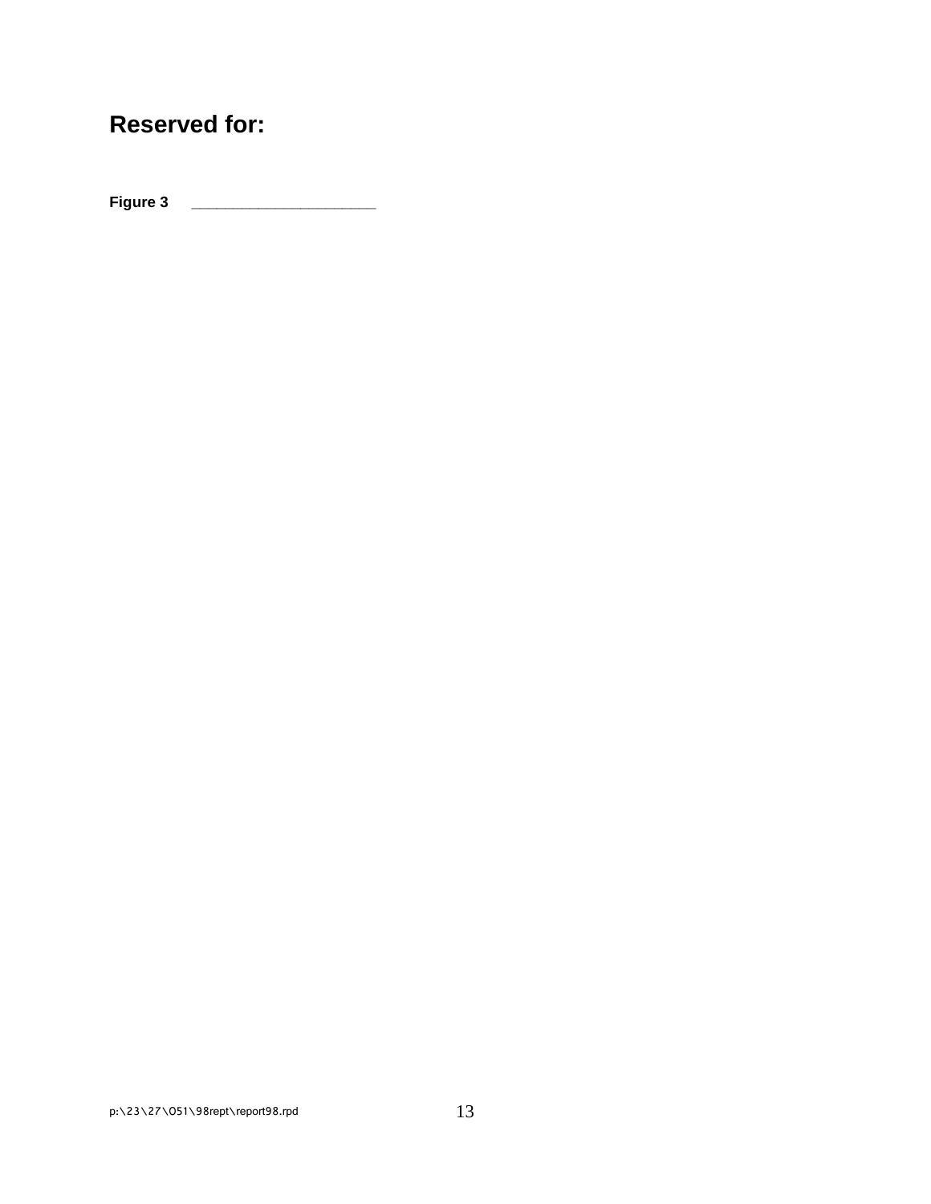## Reserved for:

**Figure 3** ______________________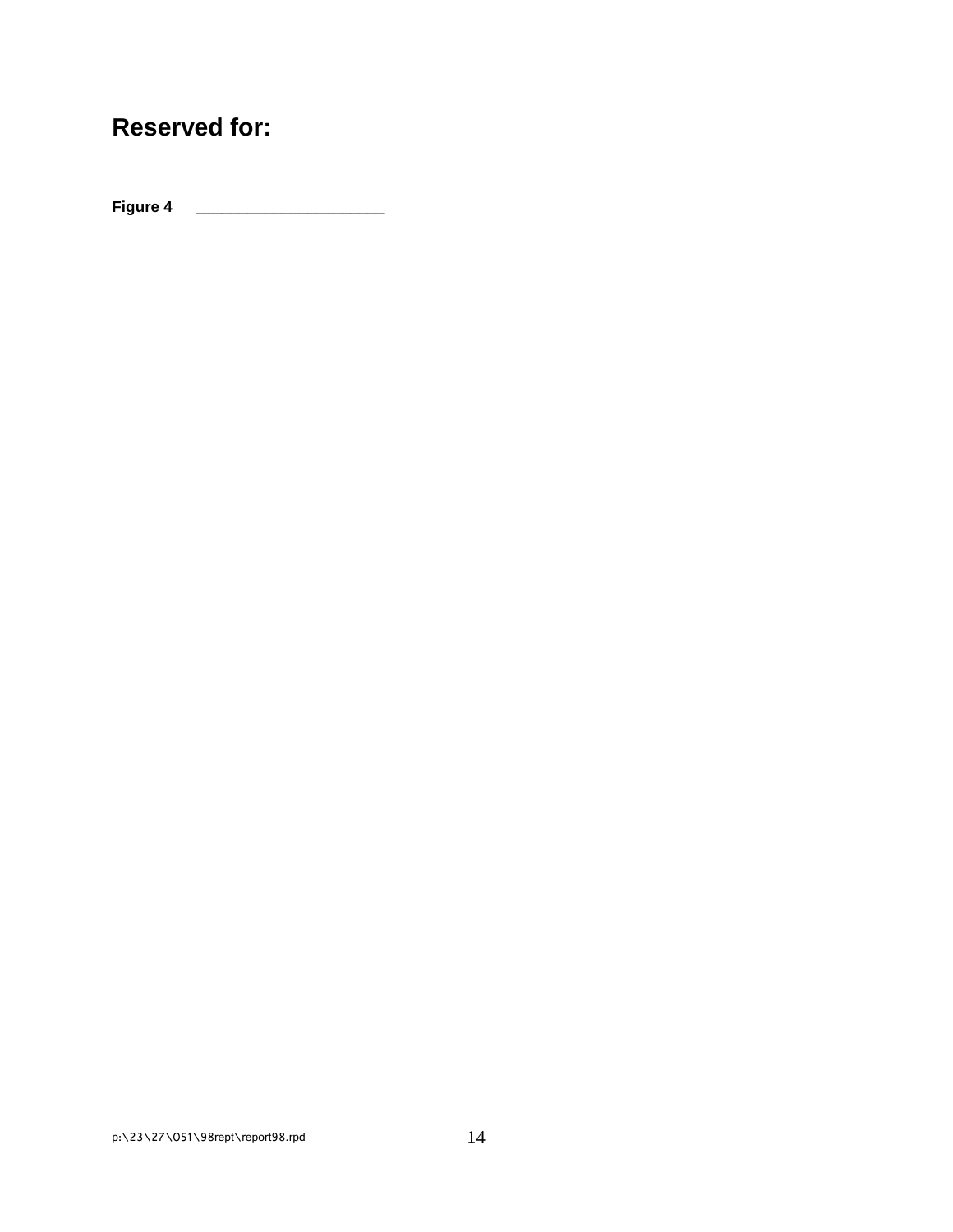## Reserved for:

**Figure 4** ______________________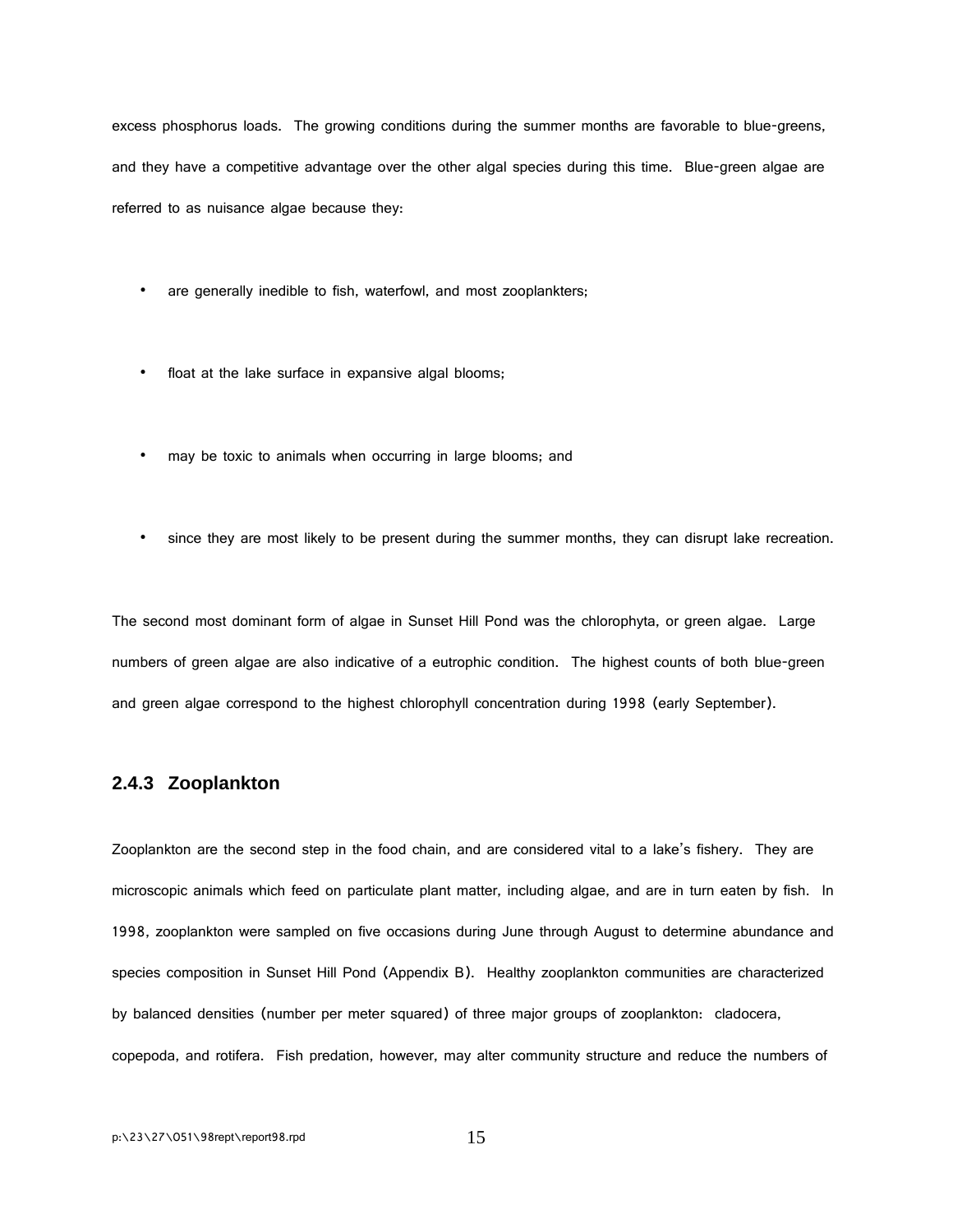excess phosphorus loads. The growing conditions during the summer months are favorable to blue-greens, and they have a competitive advantage over the other algal species during this time. Blue-green algae are referred to as nuisance algae because they:

- are generally inedible to fish, waterfowl, and most zooplankters;
- float at the lake surface in expansive algal blooms;
- may be toxic to animals when occurring in large blooms; and
- since they are most likely to be present during the summer months, they can disrupt lake recreation.

The second most dominant form of algae in Sunset Hill Pond was the chlorophyta, or green algae. Large numbers of green algae are also indicative of a eutrophic condition. The highest counts of both blue-green and green algae correspond to the highest chlorophyll concentration during 1998 (early September).

### 2.4.3 Zooplankton

Zooplankton are the second step in the food chain, and are considered vital to a lake's fishery. They are microscopic animals which feed on particulate plant matter, including algae, and are in turn eaten by fish. In 1998, zooplankton were sampled on five occasions during June through August to determine abundance and species composition in Sunset Hill Pond (Appendix B). Healthy zooplankton communities are characterized by balanced densities (number per meter squared) of three major groups of zooplankton: cladocera, copepoda, and rotifera. Fish predation, however, may alter community structure and reduce the numbers of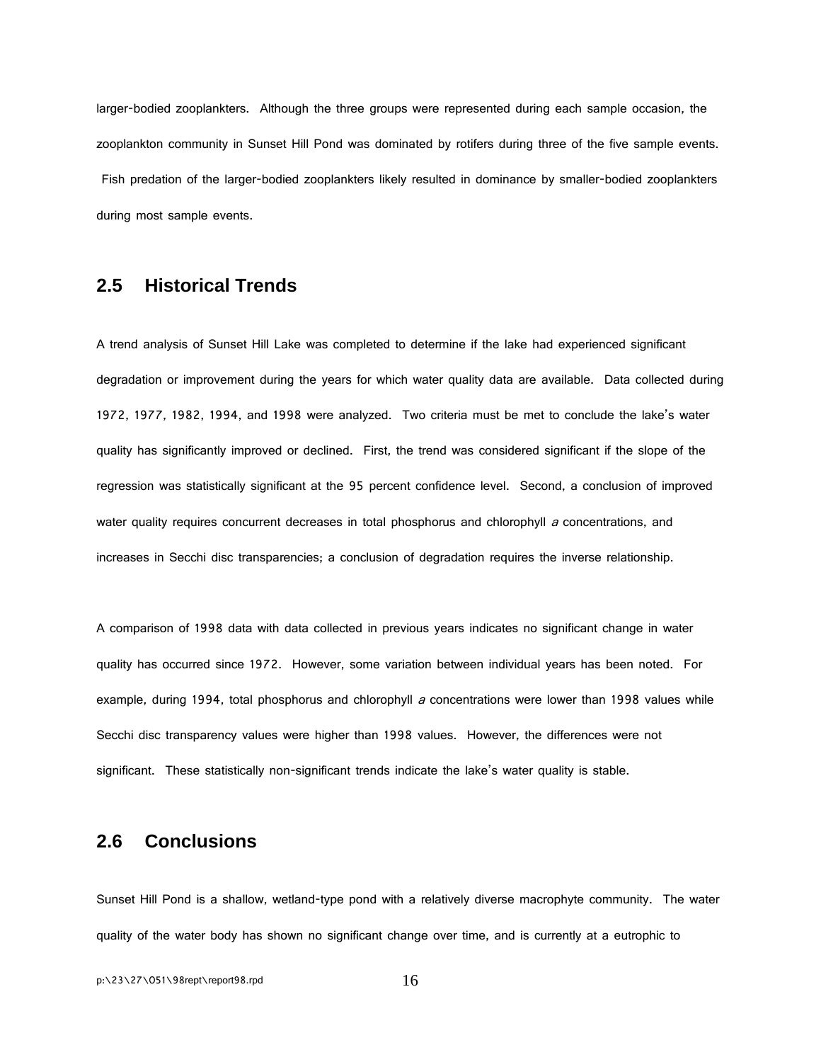larger-bodied zooplankters. Although the three groups were represented during each sample occasion, the zooplankton community in Sunset Hill Pond was dominated by rotifers during three of the five sample events. Fish predation of the larger-bodied zooplankters likely resulted in dominance by smaller-bodied zooplankters during most sample events.

## 2.5 Historical Trends

A trend analysis of Sunset Hill Lake was completed to determine if the lake had experienced significant degradation or improvement during the years for which water quality data are available. Data collected during 1972, 1977, 1982, 1994, and 1998 were analyzed. Two criteria must be met to conclude the lake's water quality has significantly improved or declined. First, the trend was considered significant if the slope of the regression was statistically significant at the 95 percent confidence level. Second, a conclusion of improved water quality requires concurrent decreases in total phosphorus and chlorophyll *a* concentrations, and increases in Secchi disc transparencies; a conclusion of degradation requires the inverse relationship.

A comparison of 1998 data with data collected in previous years indicates no significant change in water quality has occurred since 1972. However, some variation between individual years has been noted. For example, during 1994, total phosphorus and chlorophyll *a* concentrations were lower than 1998 values while Secchi disc transparency values were higher than 1998 values. However, the differences were not significant. These statistically non-significant trends indicate the lake's water quality is stable.

## 2.6 Conclusions

Sunset Hill Pond is a shallow, wetland-type pond with a relatively diverse macrophyte community. The water quality of the water body has shown no significant change over time, and is currently at a eutrophic to

p:\23\27\051\98rept\report98.rpd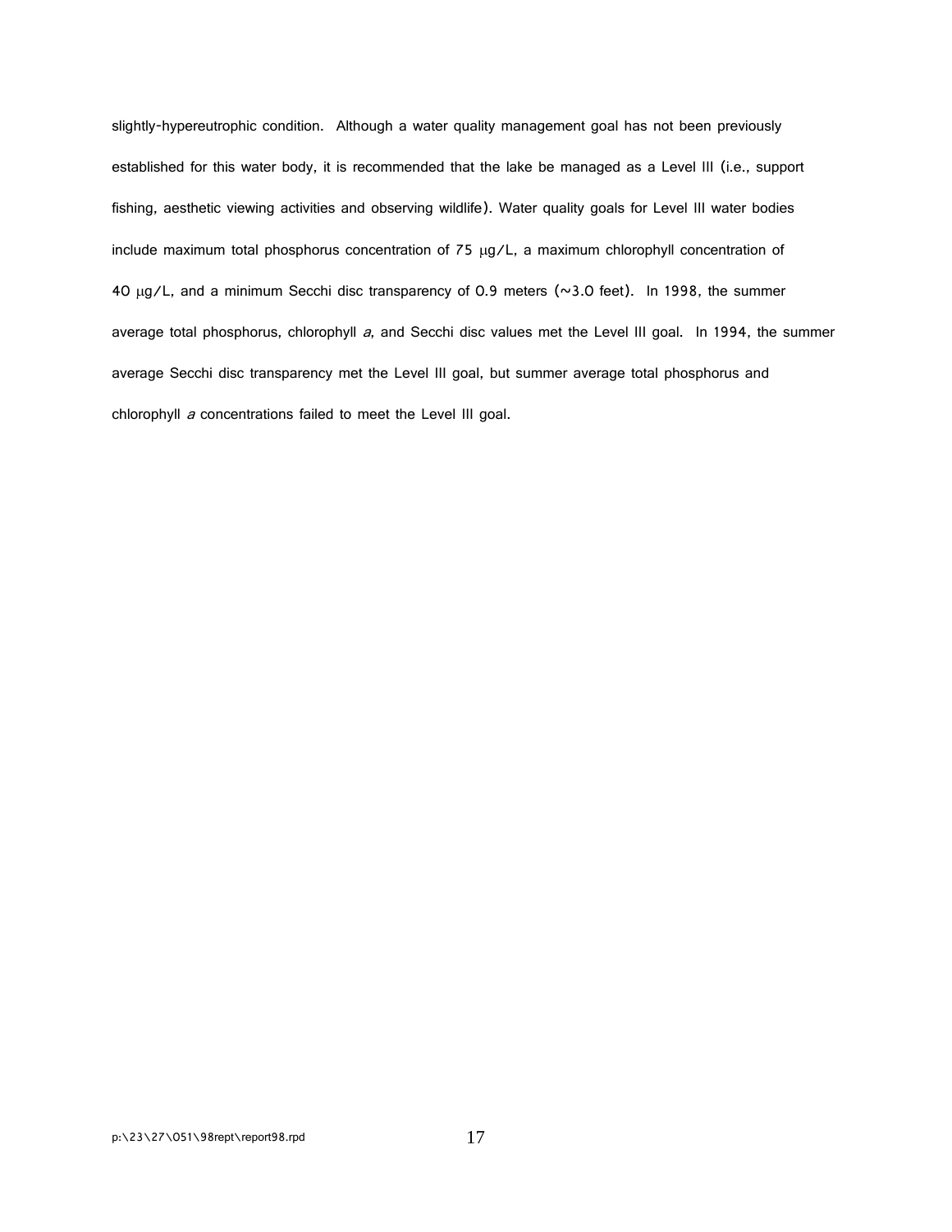slightly-hypereutrophic condition. Although a water quality management goal has not been previously established for this water body, it is recommended that the lake be managed as a Level III (i.e., support fishing, aesthetic viewing activities and observing wildlife). Water quality goals for Level III water bodies include maximum total phosphorus concentration of 75 μg/L, a maximum chlorophyll concentration of 40 μg/L, and a minimum Secchi disc transparency of 0.9 meters (~3.0 feet). In 1998, the summer average total phosphorus, chlorophyll *a*, and Secchi disc values met the Level III goal. In 1994, the summer average Secchi disc transparency met the Level III goal, but summer average total phosphorus and chlorophyll *a* concentrations failed to meet the Level III goal.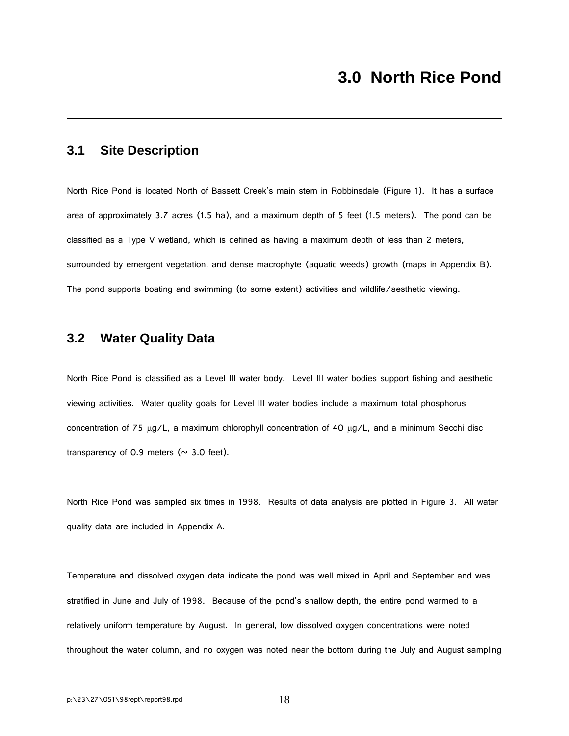# 3.0 North Rice Pond

## 3.1 Site Description

North Rice Pond is located North of Bassett Creek's main stem in Robbinsdale (Figure 1). It has a surface area of approximately 3.7 acres (1.5 ha), and a maximum depth of 5 feet (1.5 meters). The pond can be classified as a Type V wetland, which is defined as having a maximum depth of less than 2 meters, surrounded by emergent vegetation, and dense macrophyte (aquatic weeds) growth (maps in Appendix B). The pond supports boating and swimming (to some extent) activities and wildlife/aesthetic viewing.

## 3.2 Water Quality Data

North Rice Pond is classified as a Level III water body. Level III water bodies support fishing and aesthetic viewing activities. Water quality goals for Level III water bodies include a maximum total phosphorus concentration of 75 μg/L, a maximum chlorophyll concentration of 40 μg/L, and a minimum Secchi disc transparency of 0.9 meters (~ 3.0 feet).

North Rice Pond was sampled six times in 1998. Results of data analysis are plotted in Figure 3. All water quality data are included in Appendix A.

Temperature and dissolved oxygen data indicate the pond was well mixed in April and September and was stratified in June and July of 1998. Because of the pond's shallow depth, the entire pond warmed to a relatively uniform temperature by August. In general, low dissolved oxygen concentrations were noted throughout the water column, and no oxygen was noted near the bottom during the July and August sampling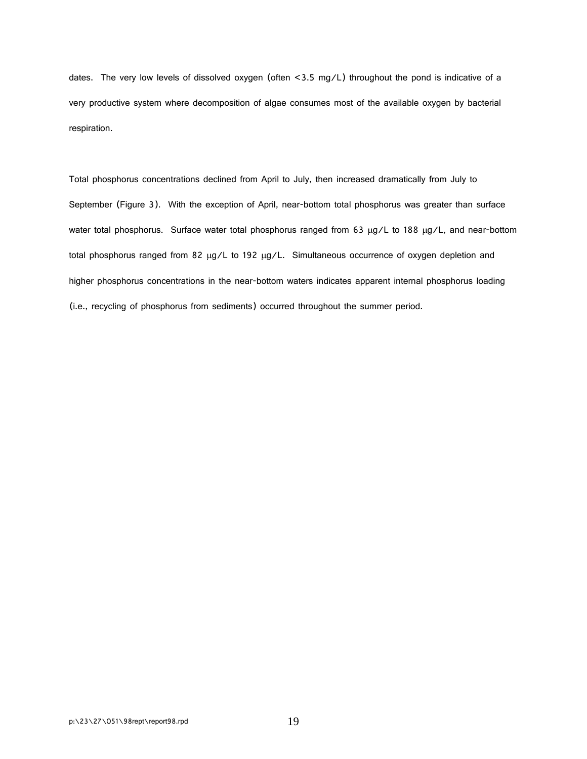dates. The very low levels of dissolved oxygen (often <3.5 mg/L) throughout the pond is indicative of a very productive system where decomposition of algae consumes most of the available oxygen by bacterial respiration.

Total phosphorus concentrations declined from April to July, then increased dramatically from July to September (Figure 3). With the exception of April, near-bottom total phosphorus was greater than surface water total phosphorus. Surface water total phosphorus ranged from 63 μg/L to 188 μg/L, and near-bottom total phosphorus ranged from 82 μg/L to 192 μg/L. Simultaneous occurrence of oxygen depletion and higher phosphorus concentrations in the near-bottom waters indicates apparent internal phosphorus loading (i.e., recycling of phosphorus from sediments) occurred throughout the summer period.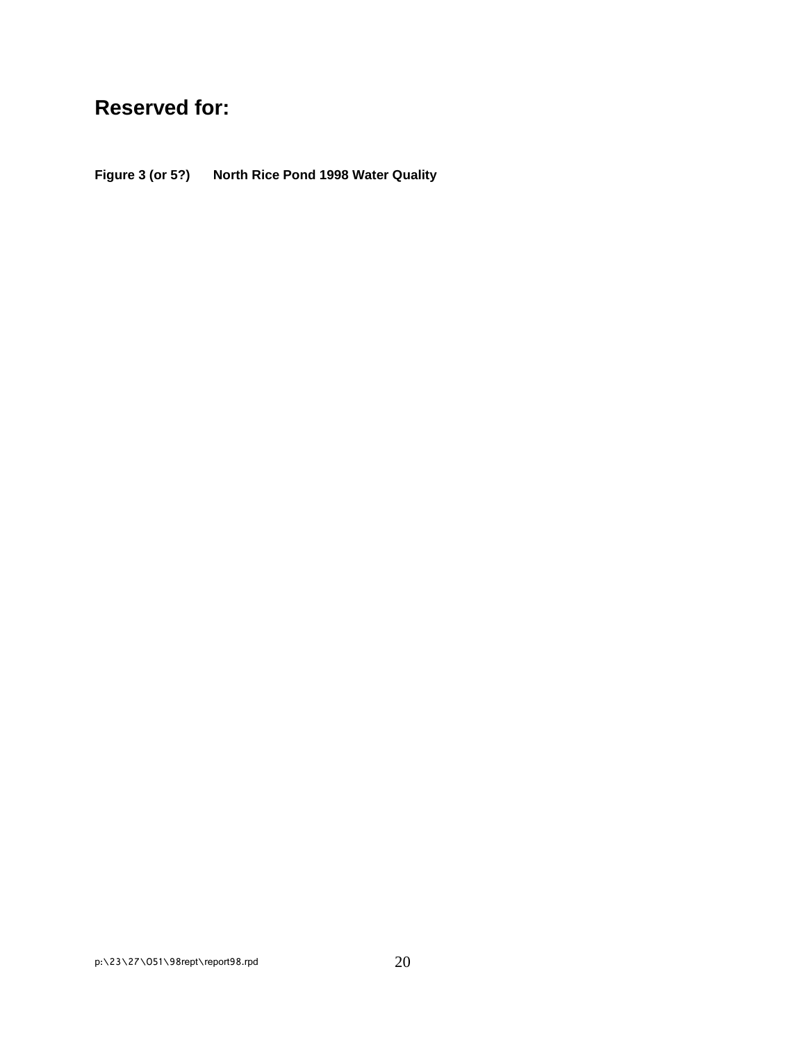## Reserved for:

**Figure 3 (or 5?) North Rice Pond 1998 Water Quality**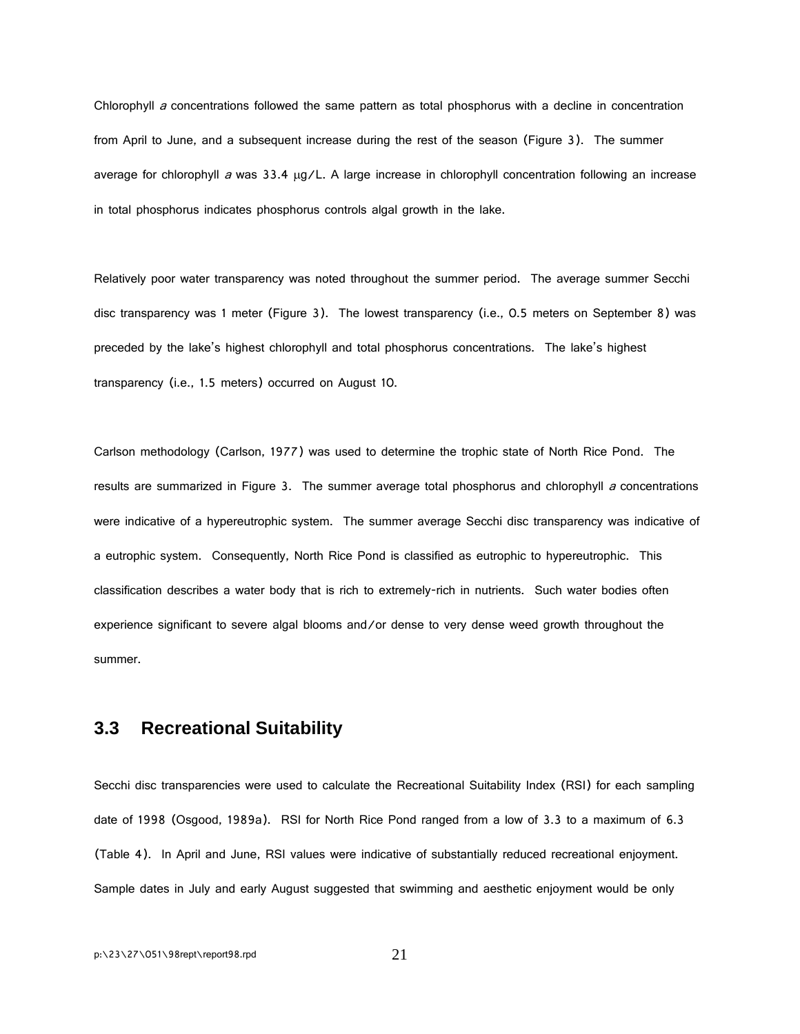Chlorophyll *a* concentrations followed the same pattern as total phosphorus with a decline in concentration from April to June, and a subsequent increase during the rest of the season (Figure 3). The summer average for chlorophyll *a* was 33.4 μg/L. A large increase in chlorophyll concentration following an increase in total phosphorus indicates phosphorus controls algal growth in the lake.

Relatively poor water transparency was noted throughout the summer period. The average summer Secchi disc transparency was 1 meter (Figure 3). The lowest transparency (i.e., 0.5 meters on September 8) was preceded by the lake's highest chlorophyll and total phosphorus concentrations. The lake's highest transparency (i.e., 1.5 meters) occurred on August 10.

Carlson methodology (Carlson, 1977) was used to determine the trophic state of North Rice Pond. The results are summarized in Figure 3. The summer average total phosphorus and chlorophyll *a* concentrations were indicative of a hypereutrophic system. The summer average Secchi disc transparency was indicative of a eutrophic system. Consequently, North Rice Pond is classified as eutrophic to hypereutrophic. This classification describes a water body that is rich to extremely-rich in nutrients. Such water bodies often experience significant to severe algal blooms and/or dense to very dense weed growth throughout the summer.

## 3.3 Recreational Suitability

Secchi disc transparencies were used to calculate the Recreational Suitability Index (RSI) for each sampling date of 1998 (Osgood, 1989a). RSI for North Rice Pond ranged from a low of 3.3 to a maximum of 6.3 (Table 4). In April and June, RSI values were indicative of substantially reduced recreational enjoyment. Sample dates in July and early August suggested that swimming and aesthetic enjoyment would be only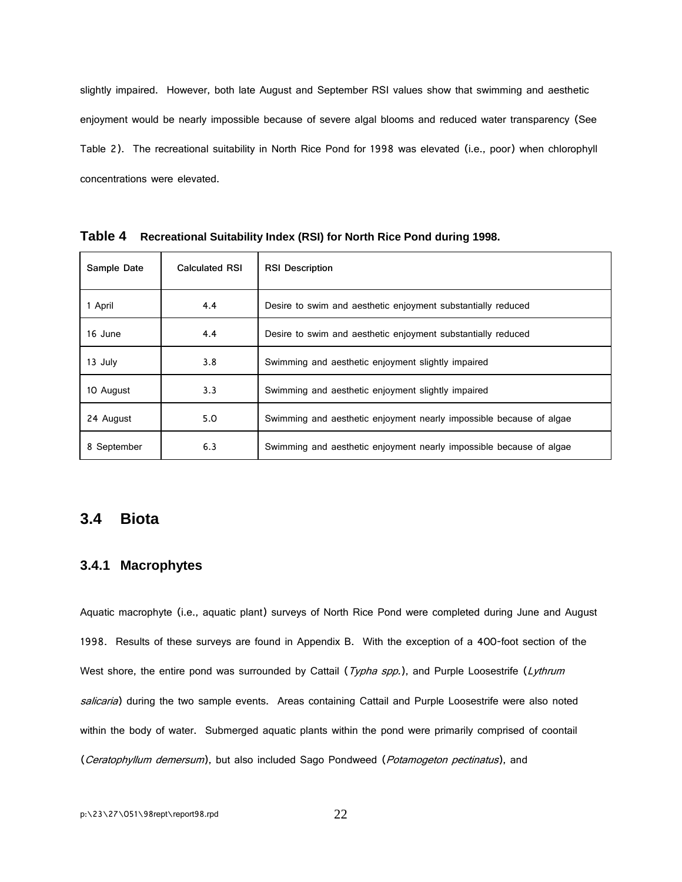slightly impaired. However, both late August and September RSI values show that swimming and aesthetic enjoyment would be nearly impossible because of severe algal blooms and reduced water transparency (See Table 2). The recreational suitability in North Rice Pond for 1998 was elevated (i.e., poor) when chlorophyll concentrations were elevated.

**Table 4** **Recreational Suitability Index (RSI) for North Rice Pond during 1998.**

| Sample Date | Calculated RSI | RSI Description |
|---|---|---|
| 1 April | 4.4 | Desire to swim and aesthetic enjoyment substantially reduced |
| 16 June | 4.4 | Desire to swim and aesthetic enjoyment substantially reduced |
| 13 July | 3.8 | Swimming and aesthetic enjoyment slightly impaired |
| 10 August | 3.3 | Swimming and aesthetic enjoyment slightly impaired |
| 24 August | 5.0 | Swimming and aesthetic enjoyment nearly impossible because of algae |
| 8 September | 6.3 | Swimming and aesthetic enjoyment nearly impossible because of algae |

## 3.4 Biota

### 3.4.1 Macrophytes

Aquatic macrophyte (i.e., aquatic plant) surveys of North Rice Pond were completed during June and August 1998. Results of these surveys are found in Appendix B. With the exception of a 400-foot section of the West shore, the entire pond was surrounded by Cattail (*Typha spp.*), and Purple Loosestrife (*Lythrum salicaria*) during the two sample events. Areas containing Cattail and Purple Loosestrife were also noted within the body of water. Submerged aquatic plants within the pond were primarily comprised of coontail (*Ceratophyllum demersum*), but also included Sago Pondweed (*Potamogeton pectinatus*), and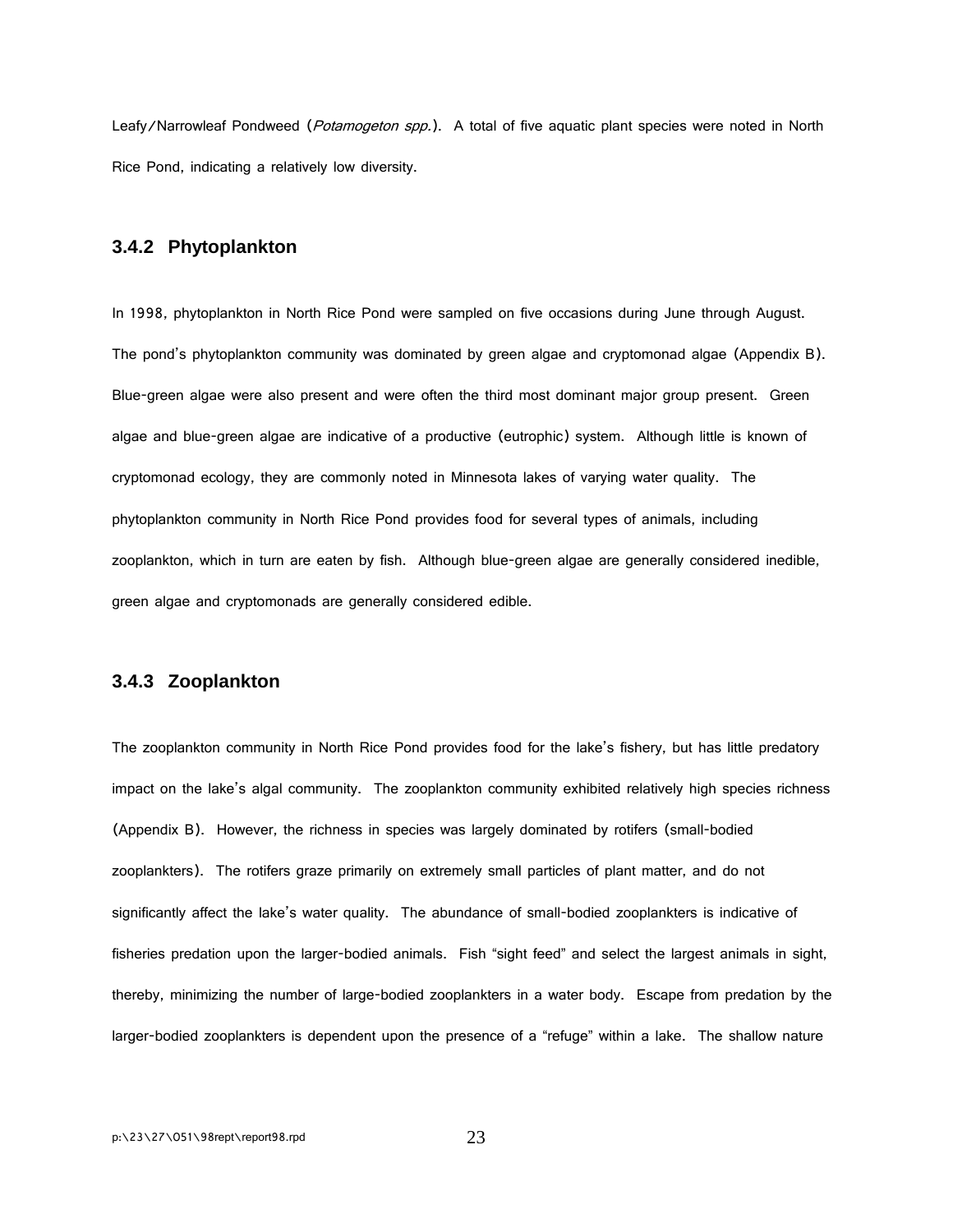Leafy/Narrowleaf Pondweed (*Potamogeton spp.*). A total of five aquatic plant species were noted in North Rice Pond, indicating a relatively low diversity.

### 3.4.2 Phytoplankton

In 1998, phytoplankton in North Rice Pond were sampled on five occasions during June through August. The pond's phytoplankton community was dominated by green algae and cryptomonad algae (Appendix B). Blue-green algae were also present and were often the third most dominant major group present. Green algae and blue-green algae are indicative of a productive (eutrophic) system. Although little is known of cryptomonad ecology, they are commonly noted in Minnesota lakes of varying water quality. The phytoplankton community in North Rice Pond provides food for several types of animals, including zooplankton, which in turn are eaten by fish. Although blue-green algae are generally considered inedible, green algae and cryptomonads are generally considered edible.

### 3.4.3 Zooplankton

The zooplankton community in North Rice Pond provides food for the lake's fishery, but has little predatory impact on the lake's algal community. The zooplankton community exhibited relatively high species richness (Appendix B). However, the richness in species was largely dominated by rotifers (small-bodied zooplankters). The rotifers graze primarily on extremely small particles of plant matter, and do not significantly affect the lake's water quality. The abundance of small-bodied zooplankters is indicative of fisheries predation upon the larger-bodied animals. Fish "sight feed" and select the largest animals in sight, thereby, minimizing the number of large-bodied zooplankters in a water body. Escape from predation by the larger-bodied zooplankters is dependent upon the presence of a "refuge" within a lake. The shallow nature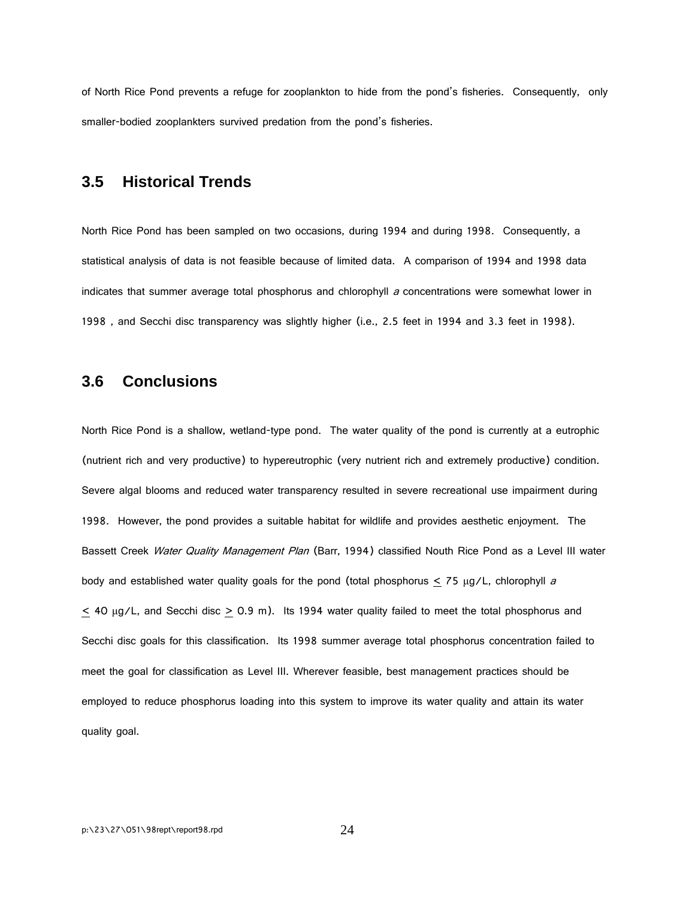of North Rice Pond prevents a refuge for zooplankton to hide from the pond's fisheries. Consequently, only smaller-bodied zooplankters survived predation from the pond's fisheries.

## 3.5 Historical Trends

North Rice Pond has been sampled on two occasions, during 1994 and during 1998. Consequently, a statistical analysis of data is not feasible because of limited data. A comparison of 1994 and 1998 data indicates that summer average total phosphorus and chlorophyll *a* concentrations were somewhat lower in 1998 , and Secchi disc transparency was slightly higher (i.e., 2.5 feet in 1994 and 3.3 feet in 1998).

## 3.6 Conclusions

North Rice Pond is a shallow, wetland-type pond. The water quality of the pond is currently at a eutrophic (nutrient rich and very productive) to hypereutrophic (very nutrient rich and extremely productive) condition. Severe algal blooms and reduced water transparency resulted in severe recreational use impairment during 1998. However, the pond provides a suitable habitat for wildlife and provides aesthetic enjoyment. The Bassett Creek *Water Quality Management Plan* (Barr, 1994) classified Nouth Rice Pond as a Level III water body and established water quality goals for the pond (total phosphorus $\leq$ 75 μg/L, chlorophyll *a* $\leq$ 40 μg/L, and Secchi disc $\geq$ 0.9 m). Its 1994 water quality failed to meet the total phosphorus and Secchi disc goals for this classification. Its 1998 summer average total phosphorus concentration failed to meet the goal for classification as Level III. Wherever feasible, best management practices should be employed to reduce phosphorus loading into this system to improve its water quality and attain its water quality goal.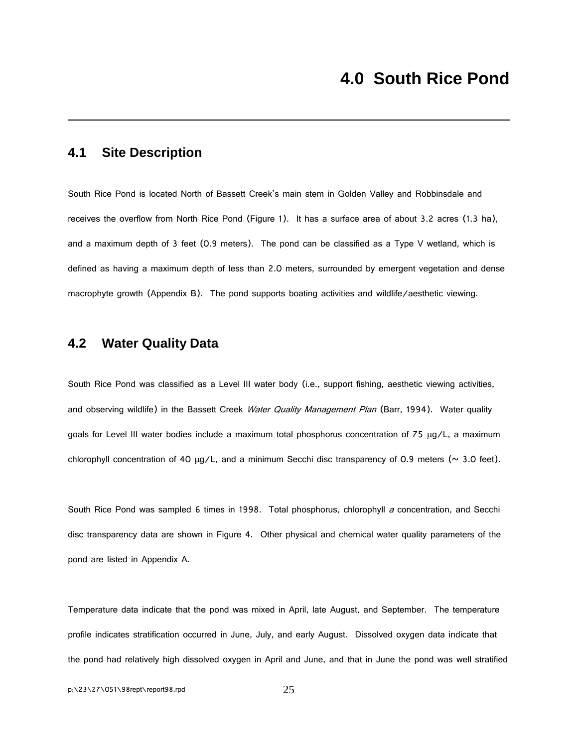# 4.0 South Rice Pond

## 4.1 Site Description

South Rice Pond is located North of Bassett Creek's main stem in Golden Valley and Robbinsdale and receives the overflow from North Rice Pond (Figure 1). It has a surface area of about 3.2 acres (1.3 ha), and a maximum depth of 3 feet (0.9 meters). The pond can be classified as a Type V wetland, which is defined as having a maximum depth of less than 2.0 meters, surrounded by emergent vegetation and dense macrophyte growth (Appendix B). The pond supports boating activities and wildlife/aesthetic viewing.

## 4.2 Water Quality Data

South Rice Pond was classified as a Level III water body (i.e., support fishing, aesthetic viewing activities, and observing wildlife) in the Bassett Creek *Water Quality Management Plan* (Barr, 1994). Water quality goals for Level III water bodies include a maximum total phosphorus concentration of 75 μg/L, a maximum chlorophyll concentration of 40 μg/L, and a minimum Secchi disc transparency of 0.9 meters (~ 3.0 feet).

South Rice Pond was sampled 6 times in 1998. Total phosphorus, chlorophyll *a* concentration, and Secchi disc transparency data are shown in Figure 4. Other physical and chemical water quality parameters of the pond are listed in Appendix A.

Temperature data indicate that the pond was mixed in April, late August, and September. The temperature profile indicates stratification occurred in June, July, and early August. Dissolved oxygen data indicate that the pond had relatively high dissolved oxygen in April and June, and that in June the pond was well stratified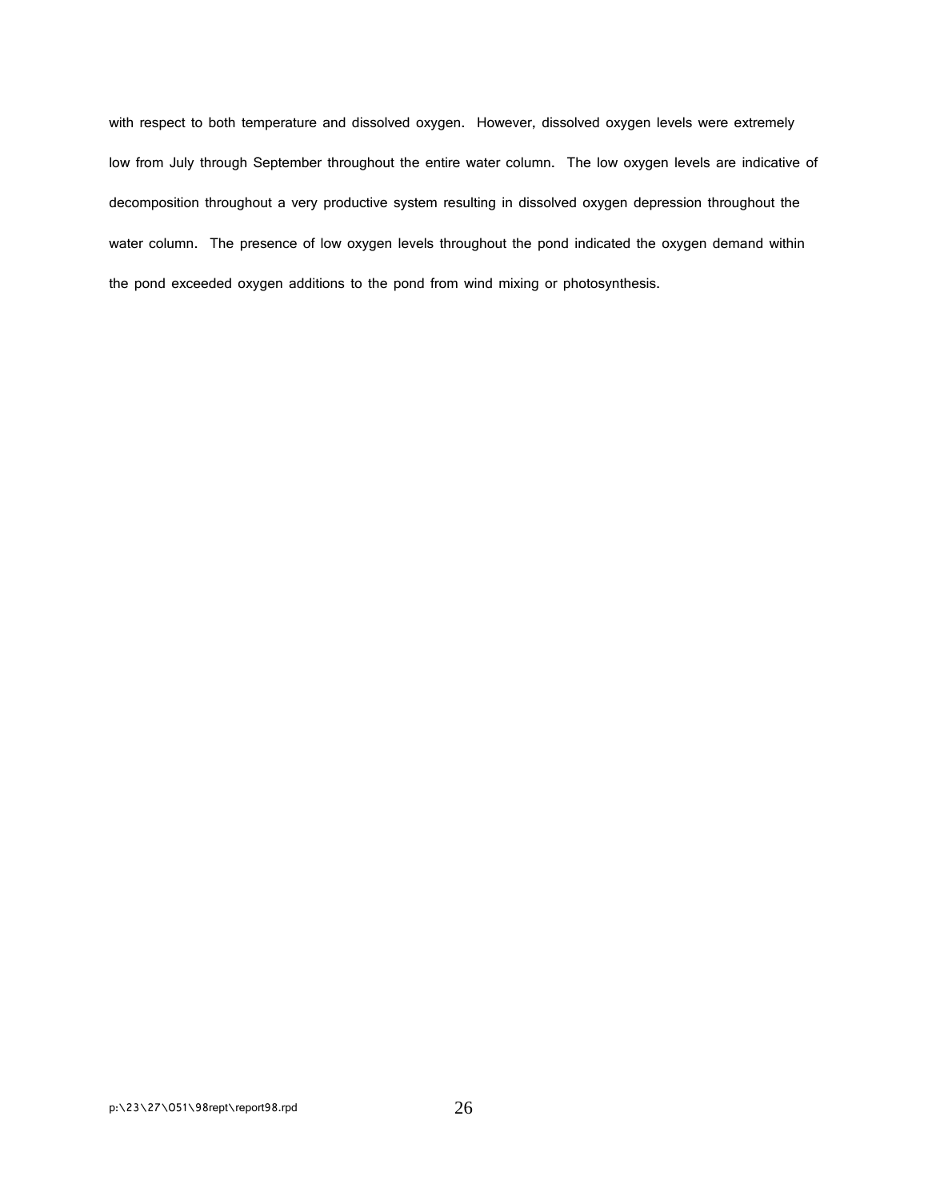with respect to both temperature and dissolved oxygen. However, dissolved oxygen levels were extremely low from July through September throughout the entire water column. The low oxygen levels are indicative of decomposition throughout a very productive system resulting in dissolved oxygen depression throughout the water column. The presence of low oxygen levels throughout the pond indicated the oxygen demand within the pond exceeded oxygen additions to the pond from wind mixing or photosynthesis.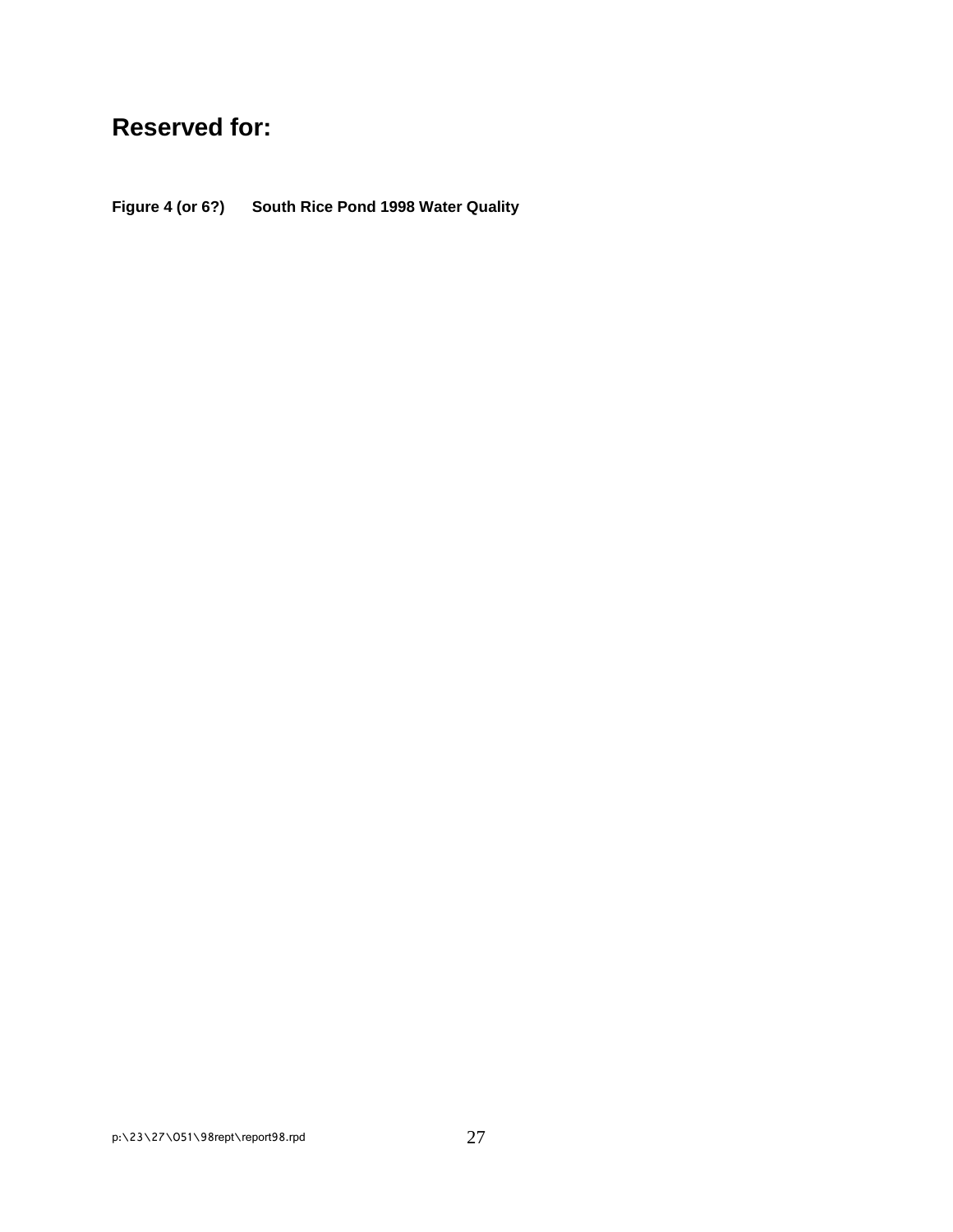# Reserved for:

**Figure 4 (or 6?) South Rice Pond 1998 Water Quality**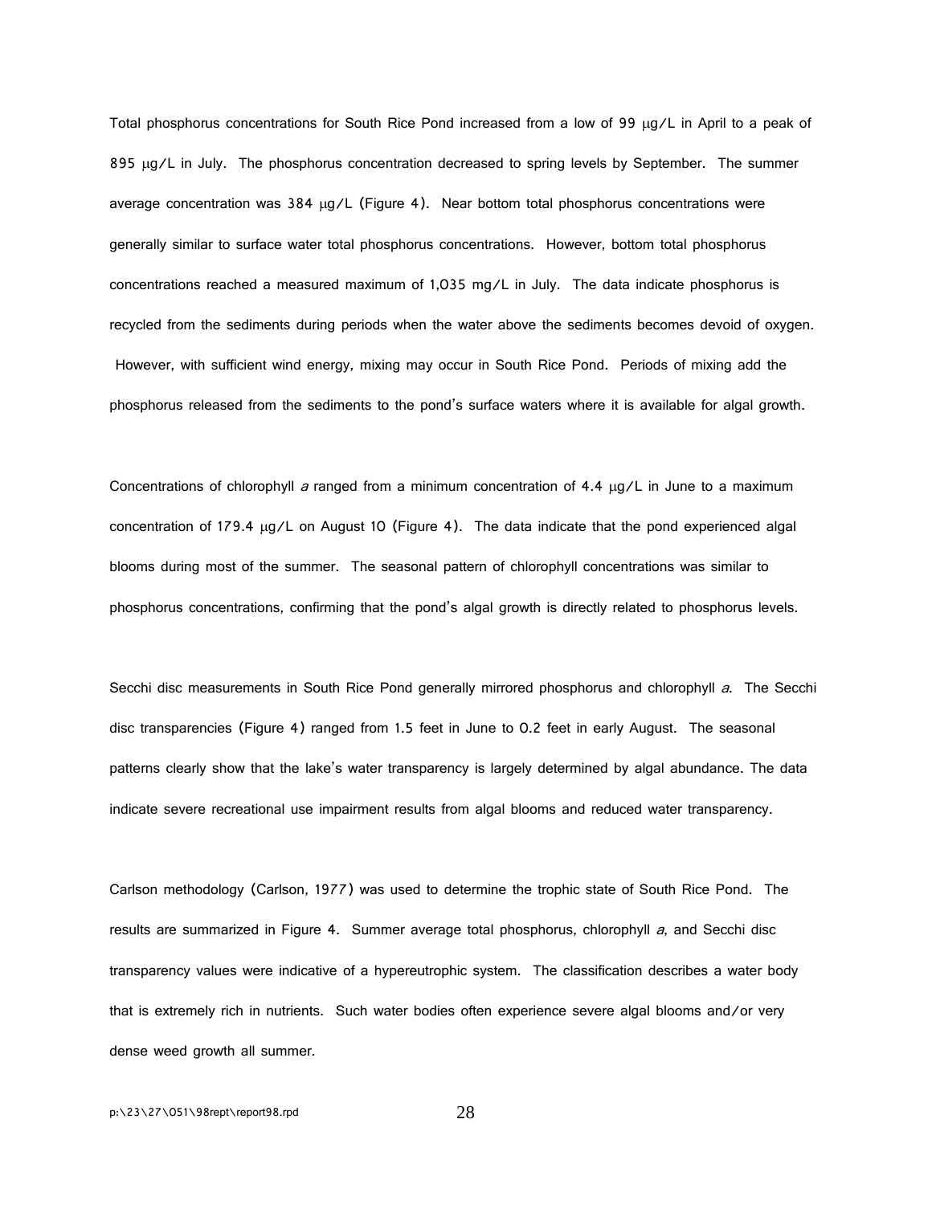Total phosphorus concentrations for South Rice Pond increased from a low of 99 μg/L in April to a peak of 895 μg/L in July. The phosphorus concentration decreased to spring levels by September. The summer average concentration was 384 μg/L (Figure 4). Near bottom total phosphorus concentrations were generally similar to surface water total phosphorus concentrations. However, bottom total phosphorus concentrations reached a measured maximum of 1,035 mg/L in July. The data indicate phosphorus is recycled from the sediments during periods when the water above the sediments becomes devoid of oxygen. However, with sufficient wind energy, mixing may occur in South Rice Pond. Periods of mixing add the phosphorus released from the sediments to the pond's surface waters where it is available for algal growth.

Concentrations of chlorophyll *a* ranged from a minimum concentration of 4.4 μg/L in June to a maximum concentration of 179.4 μg/L on August 10 (Figure 4). The data indicate that the pond experienced algal blooms during most of the summer. The seasonal pattern of chlorophyll concentrations was similar to phosphorus concentrations, confirming that the pond's algal growth is directly related to phosphorus levels.

Secchi disc measurements in South Rice Pond generally mirrored phosphorus and chlorophyll *a*. The Secchi disc transparencies (Figure 4) ranged from 1.5 feet in June to 0.2 feet in early August. The seasonal patterns clearly show that the lake's water transparency is largely determined by algal abundance. The data indicate severe recreational use impairment results from algal blooms and reduced water transparency.

Carlson methodology (Carlson, 1977) was used to determine the trophic state of South Rice Pond. The results are summarized in Figure 4. Summer average total phosphorus, chlorophyll *a*, and Secchi disc transparency values were indicative of a hypereutrophic system. The classification describes a water body that is extremely rich in nutrients. Such water bodies often experience severe algal blooms and/or very dense weed growth all summer.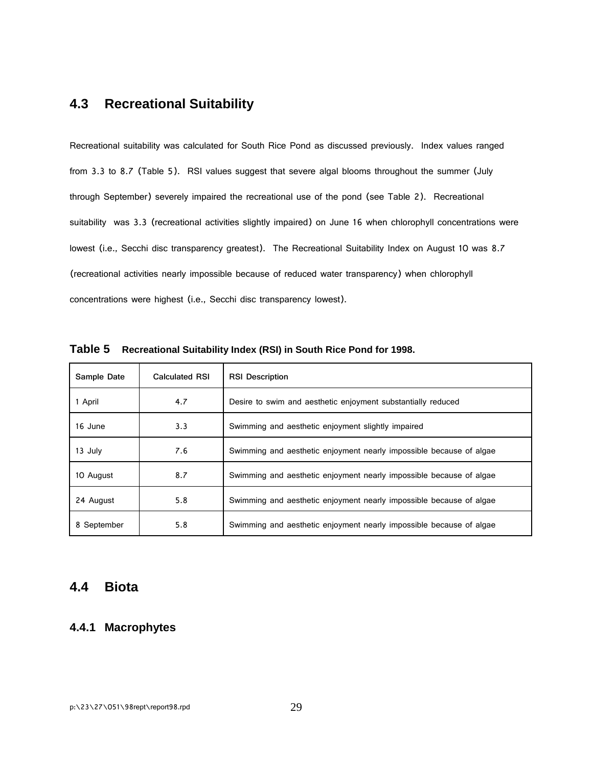## 4.3 Recreational Suitability

Recreational suitability was calculated for South Rice Pond as discussed previously. Index values ranged from 3.3 to 8.7 (Table 5). RSI values suggest that severe algal blooms throughout the summer (July through September) severely impaired the recreational use of the pond (see Table 2). Recreational suitability was 3.3 (recreational activities slightly impaired) on June 16 when chlorophyll concentrations were lowest (i.e., Secchi disc transparency greatest). The Recreational Suitability Index on August 10 was 8.7 (recreational activities nearly impossible because of reduced water transparency) when chlorophyll concentrations were highest (i.e., Secchi disc transparency lowest).

**Table 5** **Recreational Suitability Index (RSI) in South Rice Pond for 1998.**

| Sample Date | Calculated RSI | RSI Description |
|---|---|---|
| 1 April | 4.7 | Desire to swim and aesthetic enjoyment substantially reduced |
| 16 June | 3.3 | Swimming and aesthetic enjoyment slightly impaired |
| 13 July | 7.6 | Swimming and aesthetic enjoyment nearly impossible because of algae |
| 10 August | 8.7 | Swimming and aesthetic enjoyment nearly impossible because of algae |
| 24 August | 5.8 | Swimming and aesthetic enjoyment nearly impossible because of algae |
| 8 September | 5.8 | Swimming and aesthetic enjoyment nearly impossible because of algae |

## 4.4 Biota

### 4.4.1 Macrophytes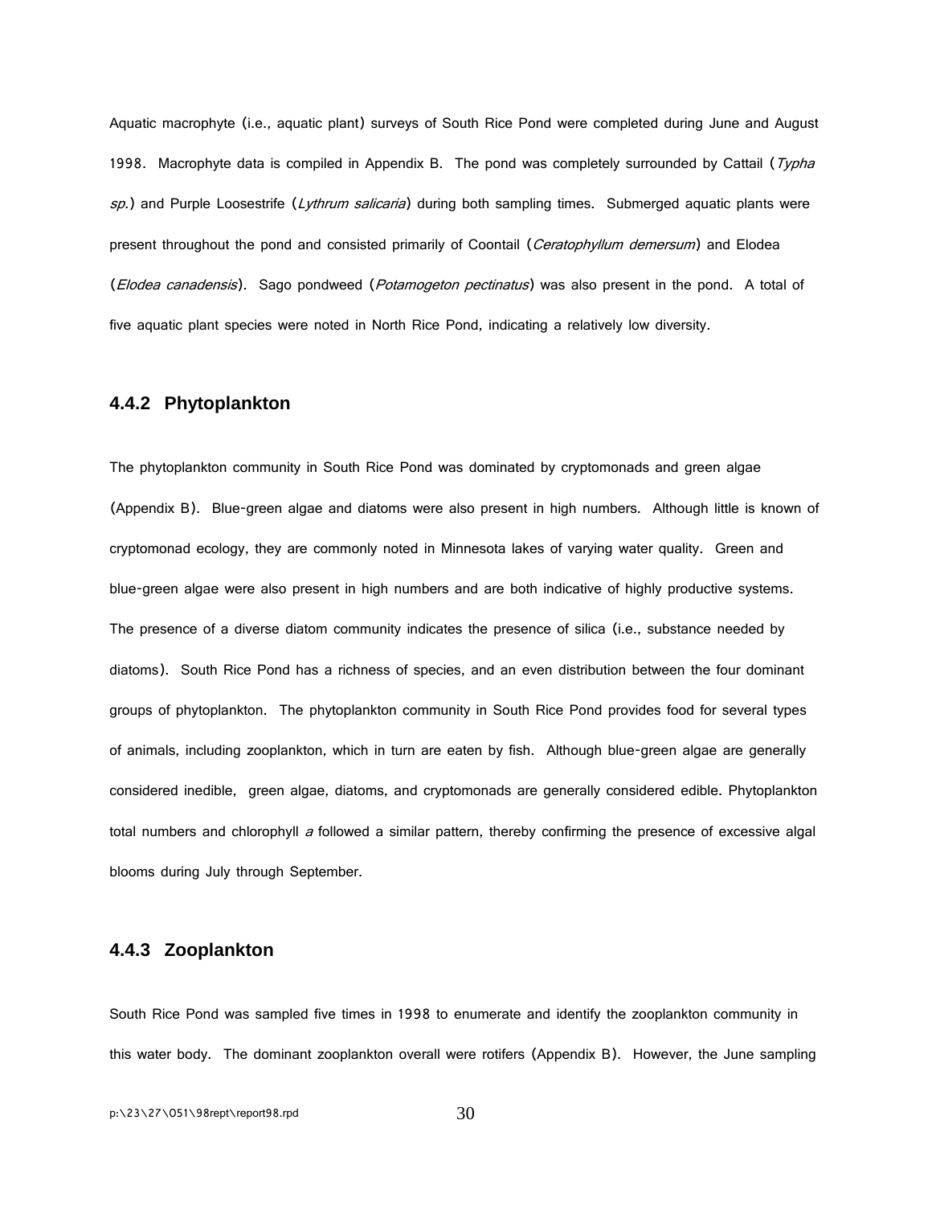Aquatic macrophyte (i.e., aquatic plant) surveys of South Rice Pond were completed during June and August 1998. Macrophyte data is compiled in Appendix B. The pond was completely surrounded by Cattail (*Typha sp.*) and Purple Loosestrife (*Lythrum salicaria*) during both sampling times. Submerged aquatic plants were present throughout the pond and consisted primarily of Coontail (*Ceratophyllum demersum*) and Elodea (*Elodea canadensis*). Sago pondweed (*Potamogeton pectinatus*) was also present in the pond. A total of five aquatic plant species were noted in North Rice Pond, indicating a relatively low diversity.

### 4.4.2 Phytoplankton

The phytoplankton community in South Rice Pond was dominated by cryptomonads and green algae (Appendix B). Blue-green algae and diatoms were also present in high numbers. Although little is known of cryptomonad ecology, they are commonly noted in Minnesota lakes of varying water quality. Green and blue-green algae were also present in high numbers and are both indicative of highly productive systems. The presence of a diverse diatom community indicates the presence of silica (i.e., substance needed by diatoms). South Rice Pond has a richness of species, and an even distribution between the four dominant groups of phytoplankton. The phytoplankton community in South Rice Pond provides food for several types of animals, including zooplankton, which in turn are eaten by fish. Although blue-green algae are generally considered inedible, green algae, diatoms, and cryptomonads are generally considered edible. Phytoplankton total numbers and chlorophyll *a* followed a similar pattern, thereby confirming the presence of excessive algal blooms during July through September.

### 4.4.3 Zooplankton

South Rice Pond was sampled five times in 1998 to enumerate and identify the zooplankton community in this water body. The dominant zooplankton overall were rotifers (Appendix B). However, the June sampling

p:\23\27\051\98rept\report98.rpd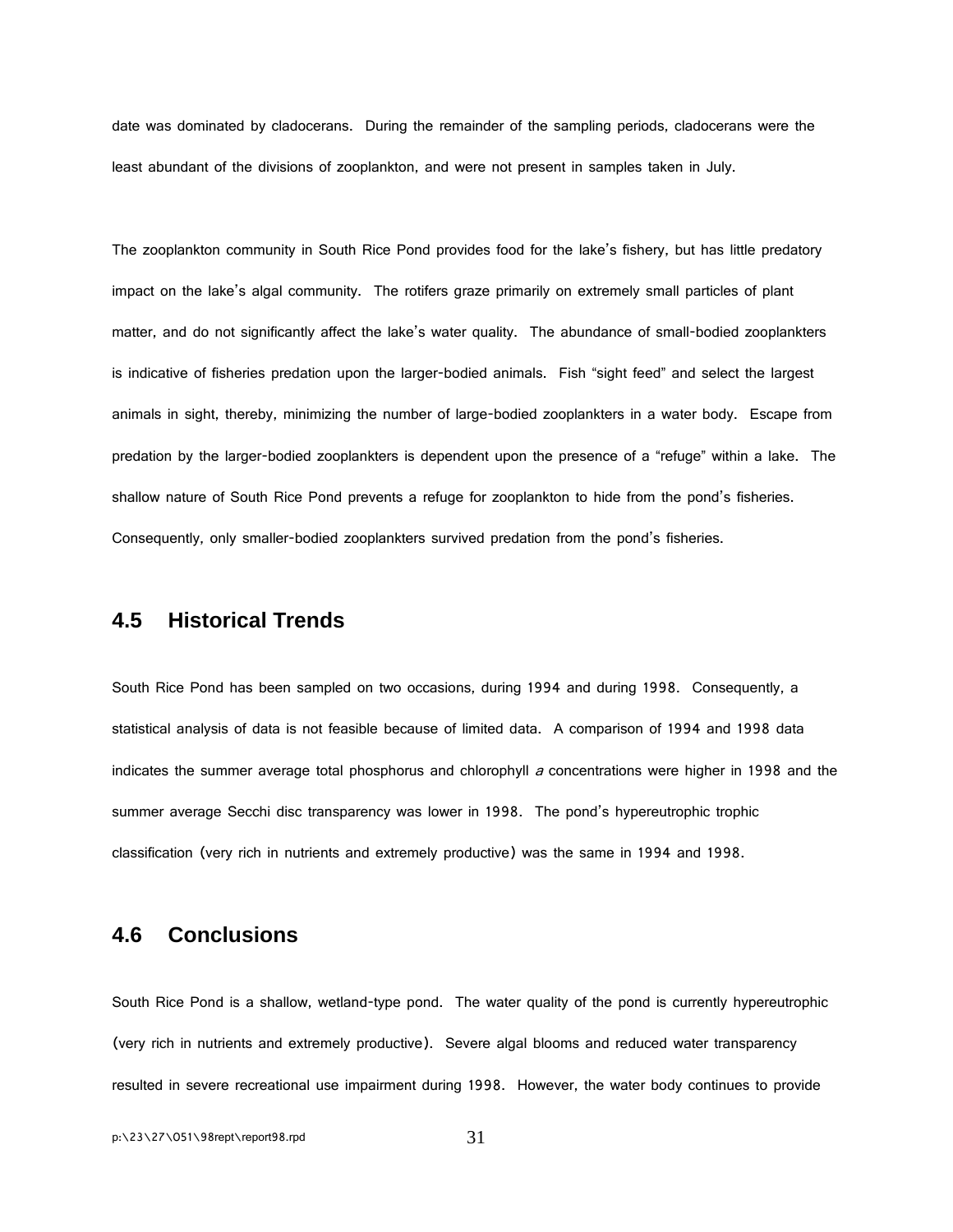date was dominated by cladocerans. During the remainder of the sampling periods, cladocerans were the least abundant of the divisions of zooplankton, and were not present in samples taken in July.

The zooplankton community in South Rice Pond provides food for the lake's fishery, but has little predatory impact on the lake's algal community. The rotifers graze primarily on extremely small particles of plant matter, and do not significantly affect the lake's water quality. The abundance of small-bodied zooplankters is indicative of fisheries predation upon the larger-bodied animals. Fish "sight feed" and select the largest animals in sight, thereby, minimizing the number of large-bodied zooplankters in a water body. Escape from predation by the larger-bodied zooplankters is dependent upon the presence of a "refuge" within a lake. The shallow nature of South Rice Pond prevents a refuge for zooplankton to hide from the pond's fisheries. Consequently, only smaller-bodied zooplankters survived predation from the pond's fisheries.

## 4.5 Historical Trends

South Rice Pond has been sampled on two occasions, during 1994 and during 1998. Consequently, a statistical analysis of data is not feasible because of limited data. A comparison of 1994 and 1998 data indicates the summer average total phosphorus and chlorophyll *a* concentrations were higher in 1998 and the summer average Secchi disc transparency was lower in 1998. The pond's hypereutrophic trophic classification (very rich in nutrients and extremely productive) was the same in 1994 and 1998.

## 4.6 Conclusions

South Rice Pond is a shallow, wetland-type pond. The water quality of the pond is currently hypereutrophic (very rich in nutrients and extremely productive). Severe algal blooms and reduced water transparency resulted in severe recreational use impairment during 1998. However, the water body continues to provide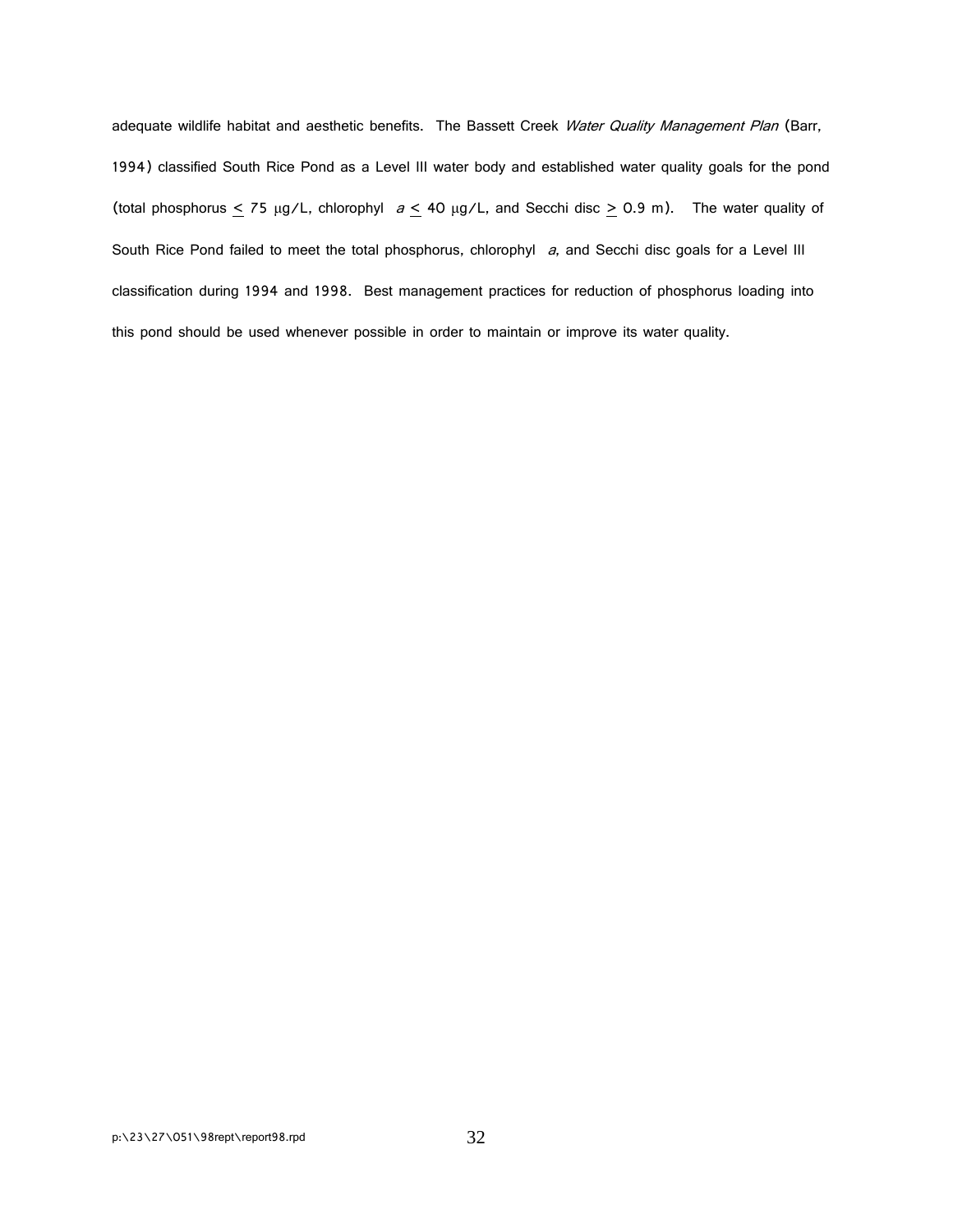adequate wildlife habitat and aesthetic benefits. The Bassett Creek *Water Quality Management Plan* (Barr, 1994) classified South Rice Pond as a Level III water body and established water quality goals for the pond (total phosphorus $\leq$ 75 μg/L, chlorophyl *a* $\leq$ 40 μg/L, and Secchi disc $\geq$ 0.9 m). The water quality of South Rice Pond failed to meet the total phosphorus, chlorophyl *a*, and Secchi disc goals for a Level III classification during 1994 and 1998. Best management practices for reduction of phosphorus loading into this pond should be used whenever possible in order to maintain or improve its water quality.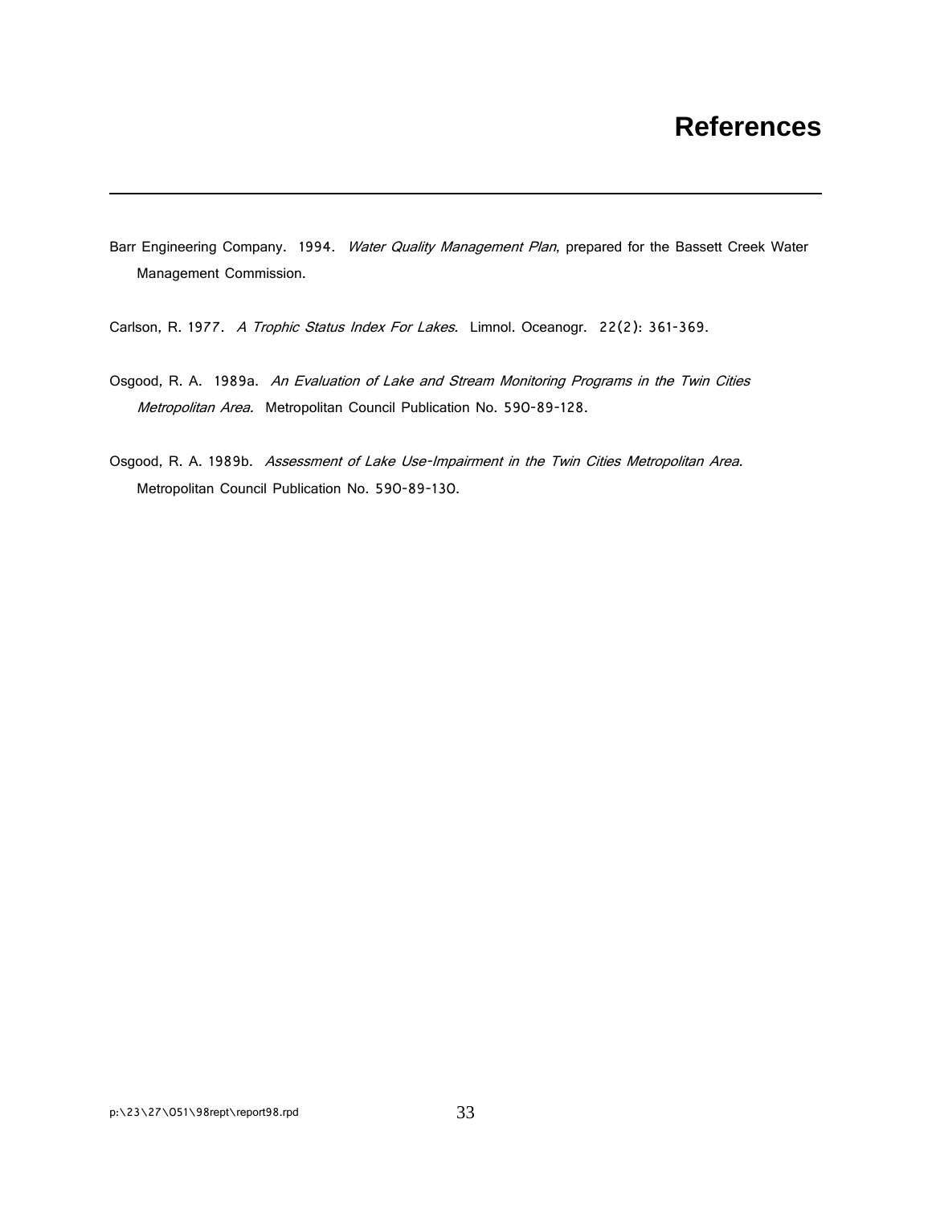# References

Barr Engineering Company. 1994. *Water Quality Management Plan*, prepared for the Bassett Creek Water Management Commission.

Carlson, R. 1977. *A Trophic Status Index For Lakes*. Limnol. Oceanogr. 22(2): 361-369.

Osgood, R. A. 1989a. *An Evaluation of Lake and Stream Monitoring Programs in the Twin Cities Metropolitan Area.* Metropolitan Council Publication No. 590-89-128.

Osgood, R. A. 1989b. *Assessment of Lake Use-Impairment in the Twin Cities Metropolitan Area.* Metropolitan Council Publication No. 590-89-130.

p:\23\27\051\98rept\report98.rpd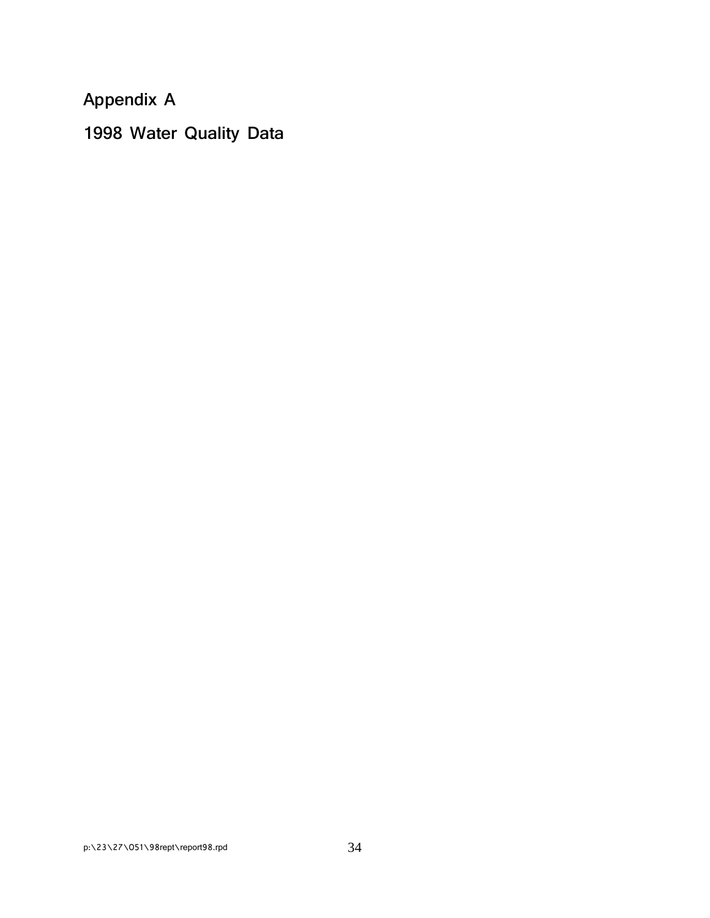# Appendix A

# 1998 Water Quality Data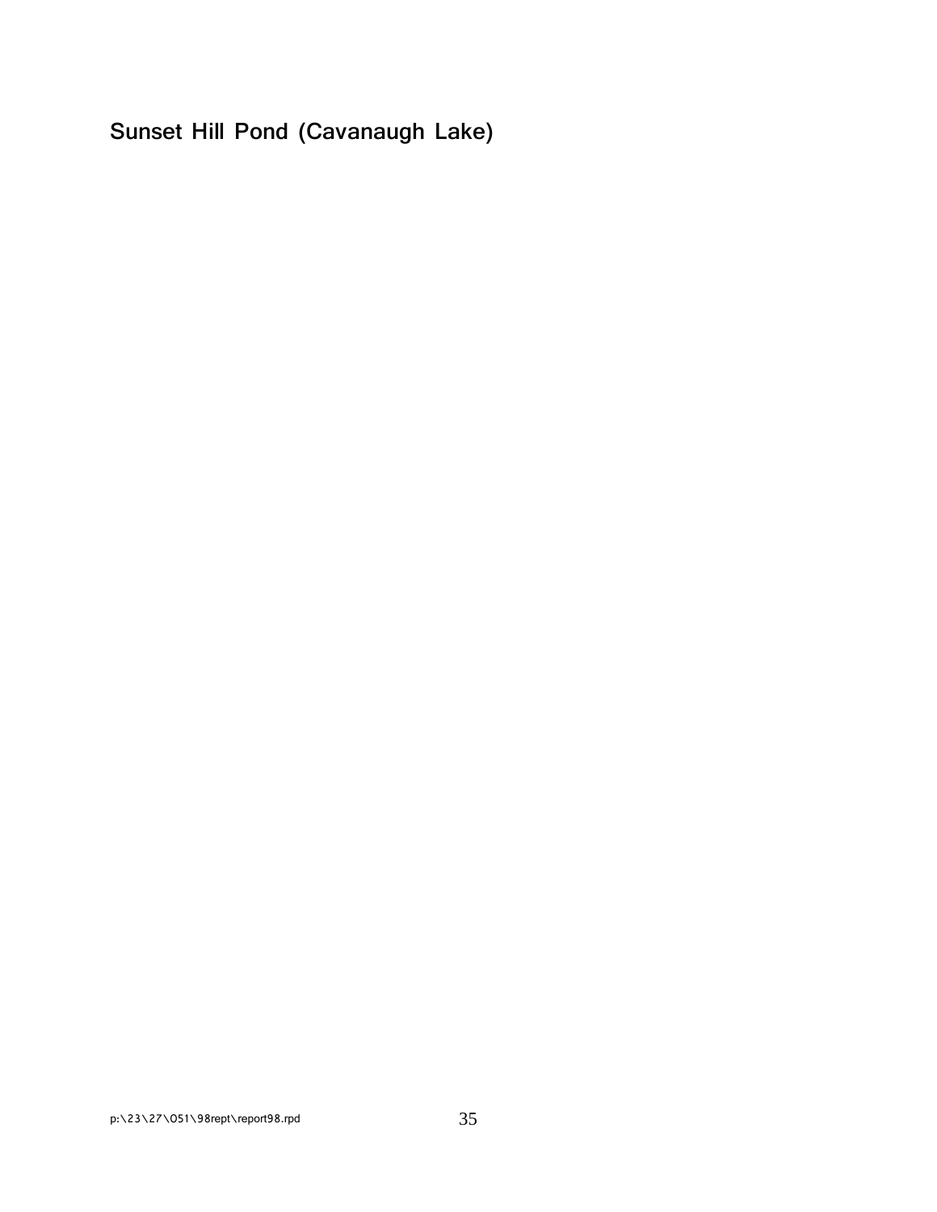## Sunset Hill Pond (Cavanaugh Lake)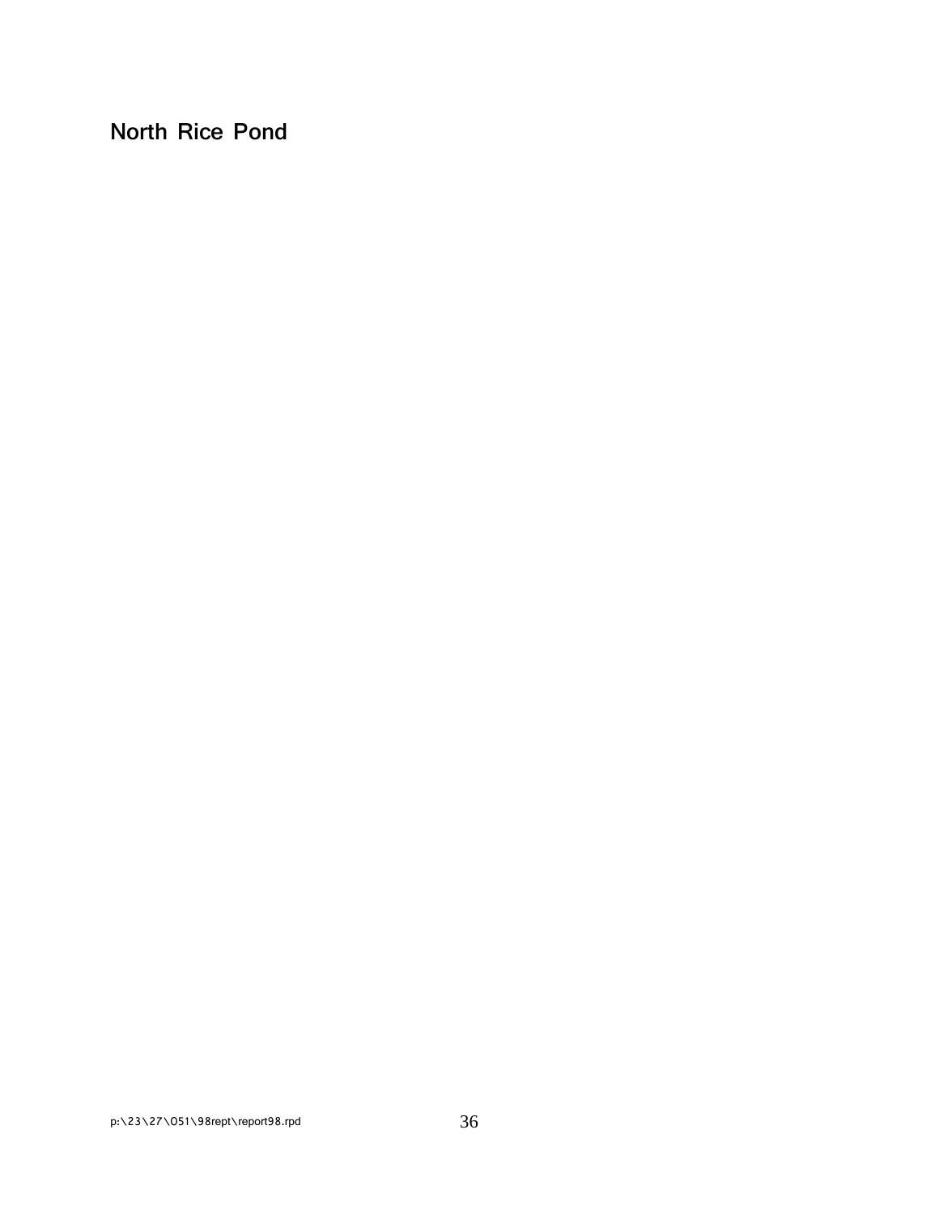# North Rice Pond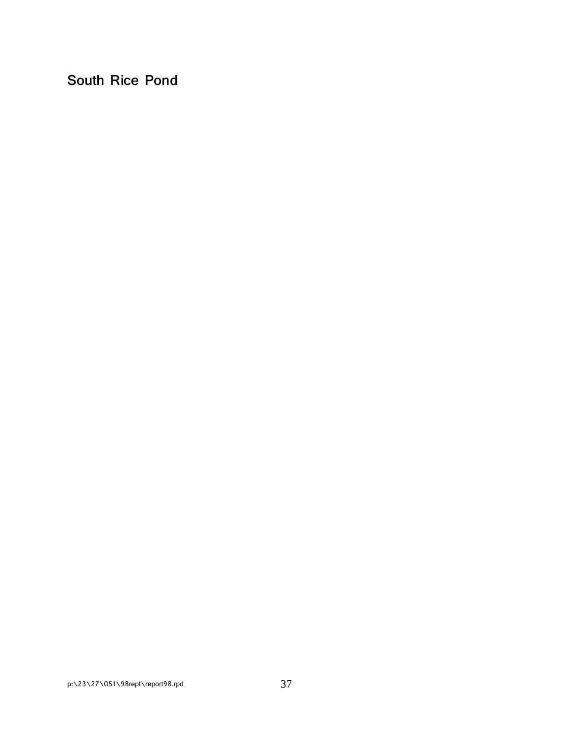# South Rice Pond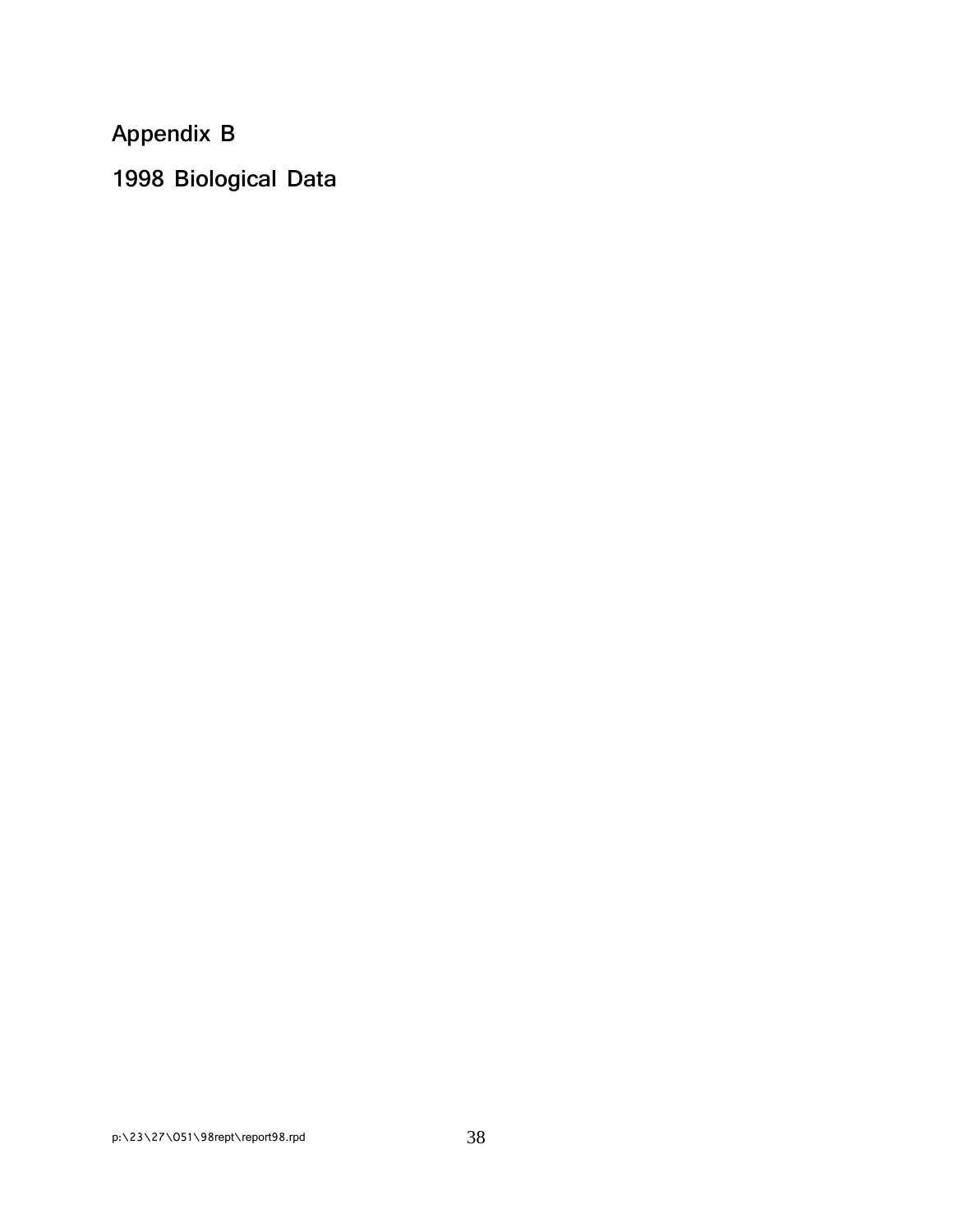# Appendix B

# 1998 Biological Data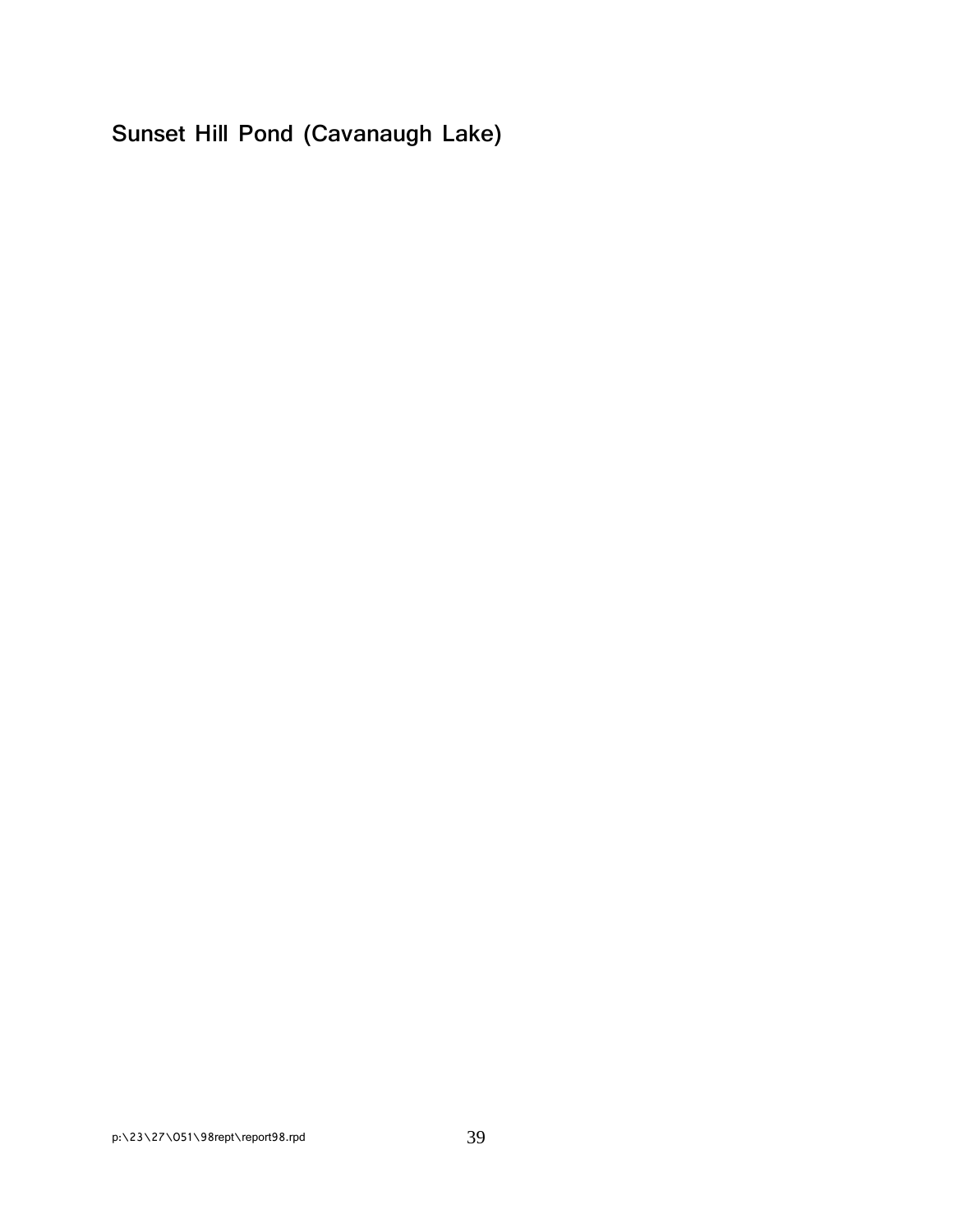## Sunset Hill Pond (Cavanaugh Lake)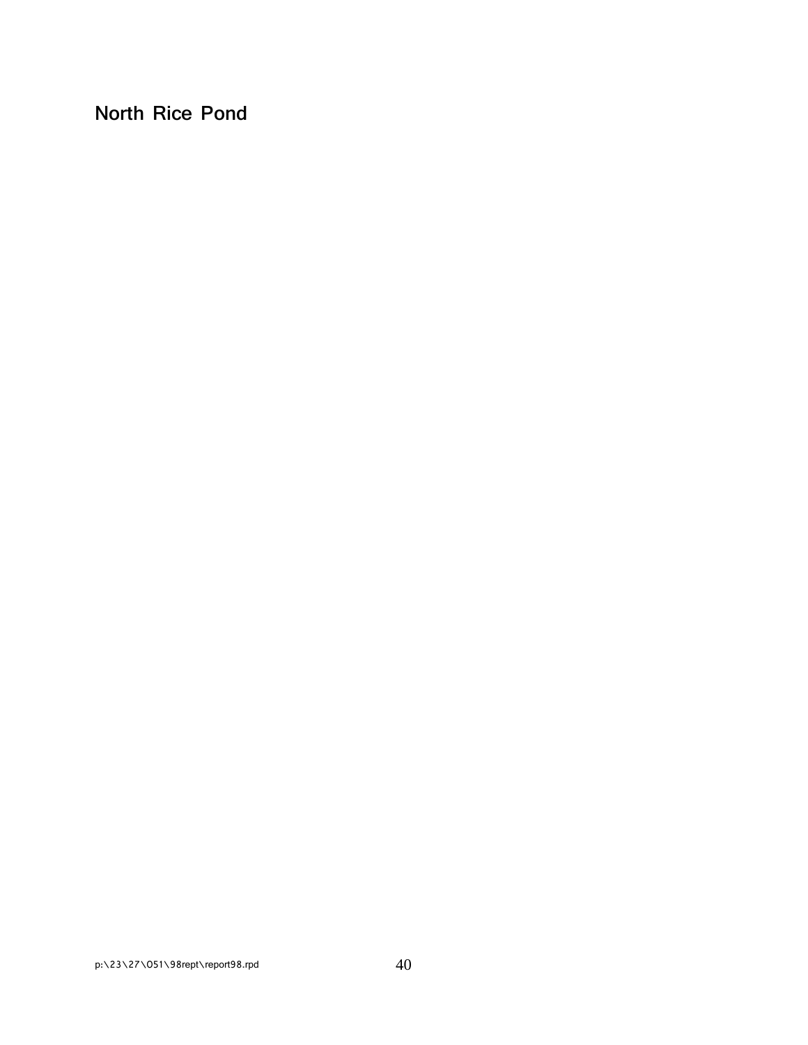# North Rice Pond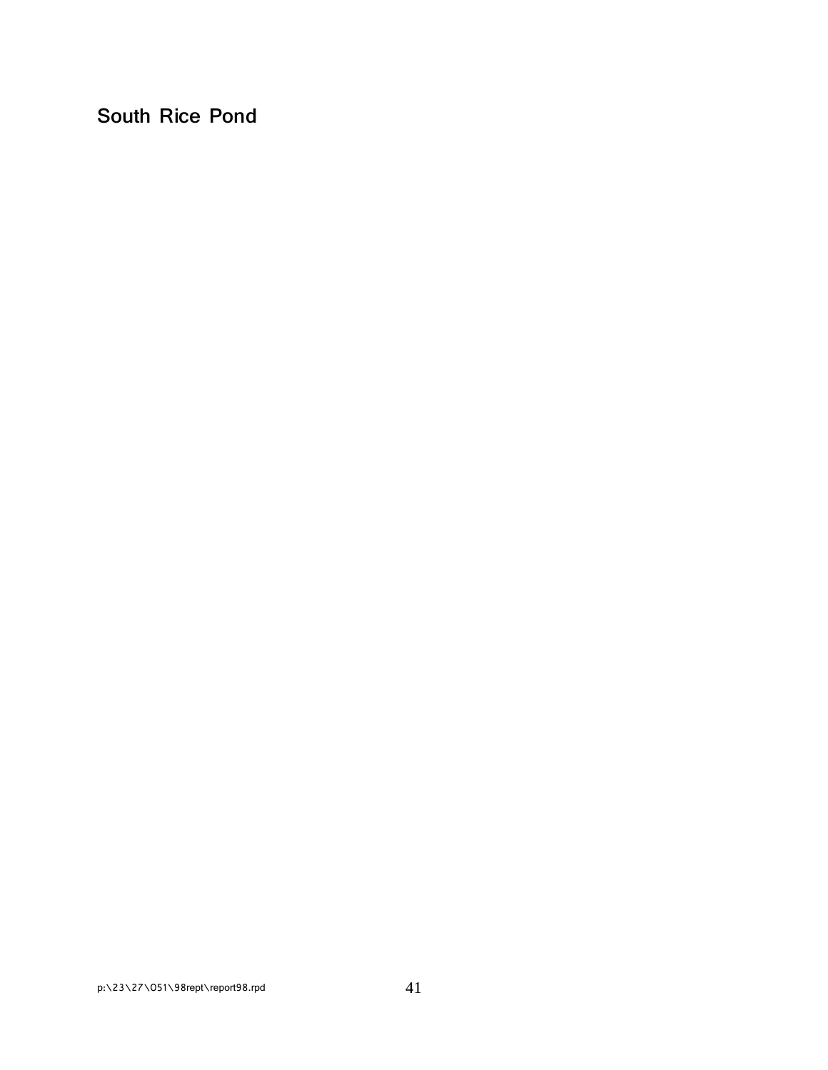## South Rice Pond